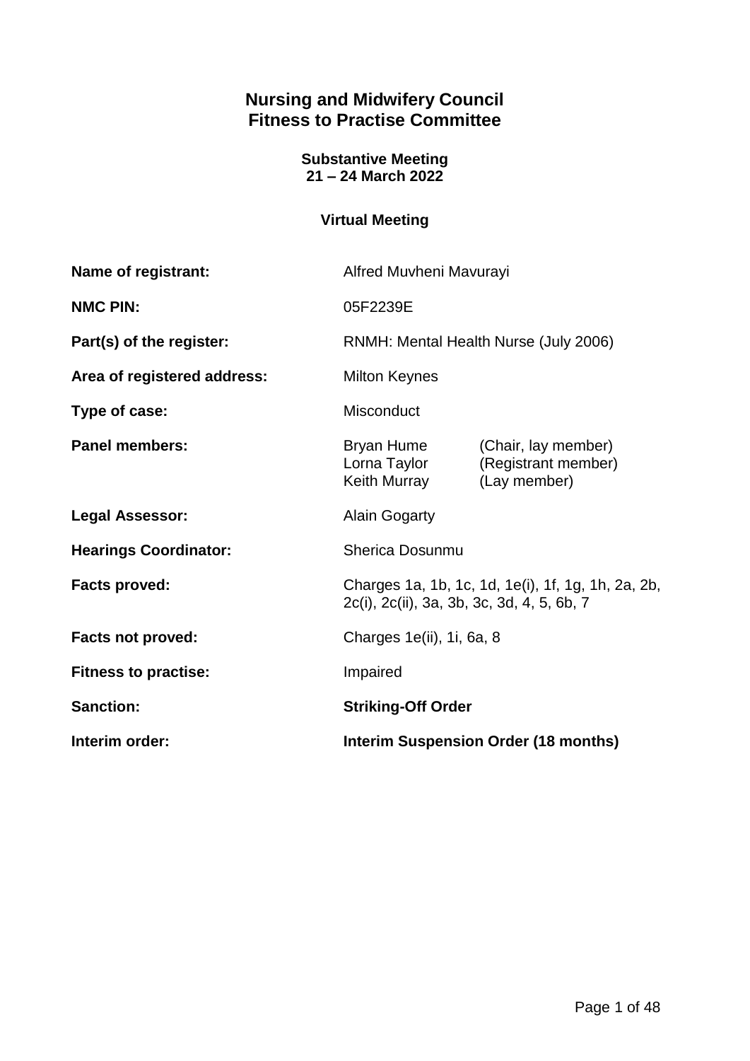# Nursing and Midwifery Council
# Fitness to Practise Committee

**Substantive Meeting**
**21 – 24 March 2022**

**Virtual Meeting**

| | | |
|---|---|---|
| **Name of registrant:** | Alfred Muvheni Mavurayi | |
| **NMC PIN:** | 05F2239E | |
| **Part(s) of the register:** | RNMH: Mental Health Nurse (July 2006) | |
| **Area of registered address:** | Milton Keynes | |
| **Type of case:** | Misconduct | |
| **Panel members:** | Bryan Hume<br>Lorna Taylor<br>Keith Murray | (Chair, lay member)<br>(Registrant member)<br>(Lay member) |
| **Legal Assessor:** | Alain Gogarty | |
| **Hearings Coordinator:** | Sherica Dosunmu | |
| **Facts proved:** | Charges 1a, 1b, 1c, 1d, 1e(i), 1f, 1g, 1h, 2a, 2b, 2c(i), 2c(ii), 3a, 3b, 3c, 3d, 4, 5, 6b, 7 | |
| **Facts not proved:** | Charges 1e(ii), 1i, 6a, 8 | |
| **Fitness to practise:** | Impaired | |
| **Sanction:** | **Striking-Off Order** | |
| **Interim order:** | **Interim Suspension Order (18 months)** | |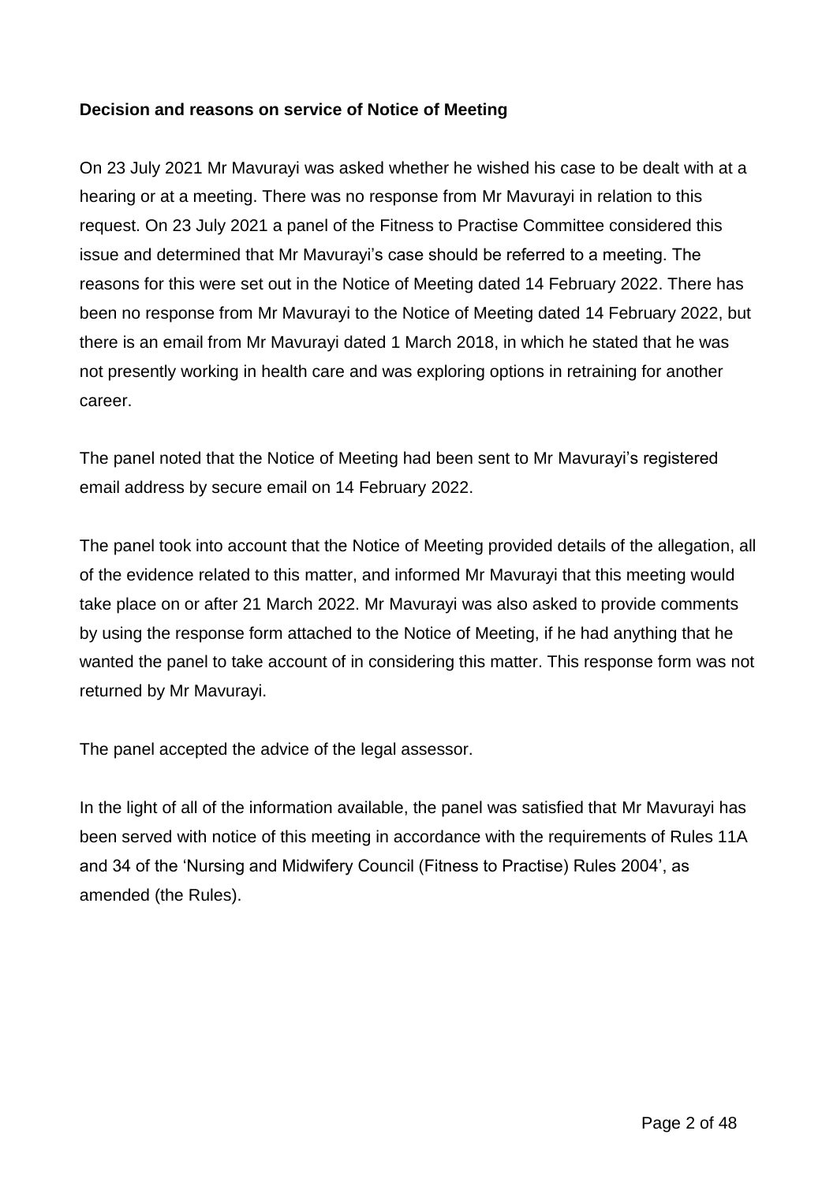**Decision and reasons on service of Notice of Meeting**

On 23 July 2021 Mr Mavurayi was asked whether he wished his case to be dealt with at a hearing or at a meeting. There was no response from Mr Mavurayi in relation to this request. On 23 July 2021 a panel of the Fitness to Practise Committee considered this issue and determined that Mr Mavurayi's case should be referred to a meeting. The reasons for this were set out in the Notice of Meeting dated 14 February 2022. There has been no response from Mr Mavurayi to the Notice of Meeting dated 14 February 2022, but there is an email from Mr Mavurayi dated 1 March 2018, in which he stated that he was not presently working in health care and was exploring options in retraining for another career.

The panel noted that the Notice of Meeting had been sent to Mr Mavurayi's registered email address by secure email on 14 February 2022.

The panel took into account that the Notice of Meeting provided details of the allegation, all of the evidence related to this matter, and informed Mr Mavurayi that this meeting would take place on or after 21 March 2022. Mr Mavurayi was also asked to provide comments by using the response form attached to the Notice of Meeting, if he had anything that he wanted the panel to take account of in considering this matter. This response form was not returned by Mr Mavurayi.

The panel accepted the advice of the legal assessor.

In the light of all of the information available, the panel was satisfied that Mr Mavurayi has been served with notice of this meeting in accordance with the requirements of Rules 11A and 34 of the 'Nursing and Midwifery Council (Fitness to Practise) Rules 2004', as amended (the Rules).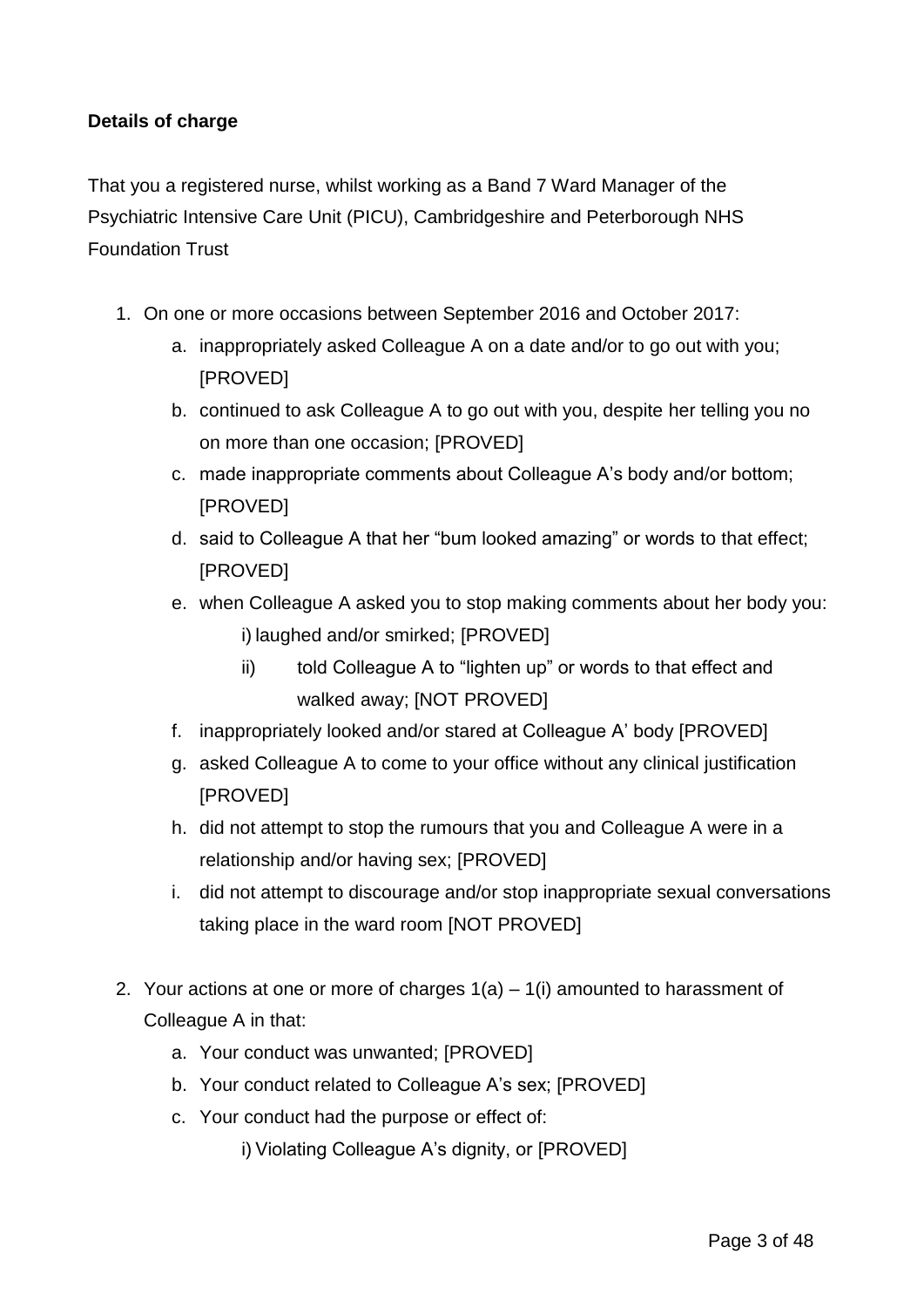**Details of charge**

That you a registered nurse, whilst working as a Band 7 Ward Manager of the Psychiatric Intensive Care Unit (PICU), Cambridgeshire and Peterborough NHS Foundation Trust

1. On one or more occasions between September 2016 and October 2017:
    a. inappropriately asked Colleague A on a date and/or to go out with you; [PROVED]
    b. continued to ask Colleague A to go out with you, despite her telling you no on more than one occasion; [PROVED]
    c. made inappropriate comments about Colleague A's body and/or bottom; [PROVED]
    d. said to Colleague A that her "bum looked amazing" or words to that effect; [PROVED]
    e. when Colleague A asked you to stop making comments about her body you:
        i) laughed and/or smirked; [PROVED]
        ii) told Colleague A to "lighten up" or words to that effect and walked away; [NOT PROVED]
    f. inappropriately looked and/or stared at Colleague A' body [PROVED]
    g. asked Colleague A to come to your office without any clinical justification [PROVED]
    h. did not attempt to stop the rumours that you and Colleague A were in a relationship and/or having sex; [PROVED]
    i. did not attempt to discourage and/or stop inappropriate sexual conversations taking place in the ward room [NOT PROVED]

2. Your actions at one or more of charges 1(a) – 1(i) amounted to harassment of Colleague A in that:
    a. Your conduct was unwanted; [PROVED]
    b. Your conduct related to Colleague A's sex; [PROVED]
    c. Your conduct had the purpose or effect of:
        i) Violating Colleague A's dignity, or [PROVED]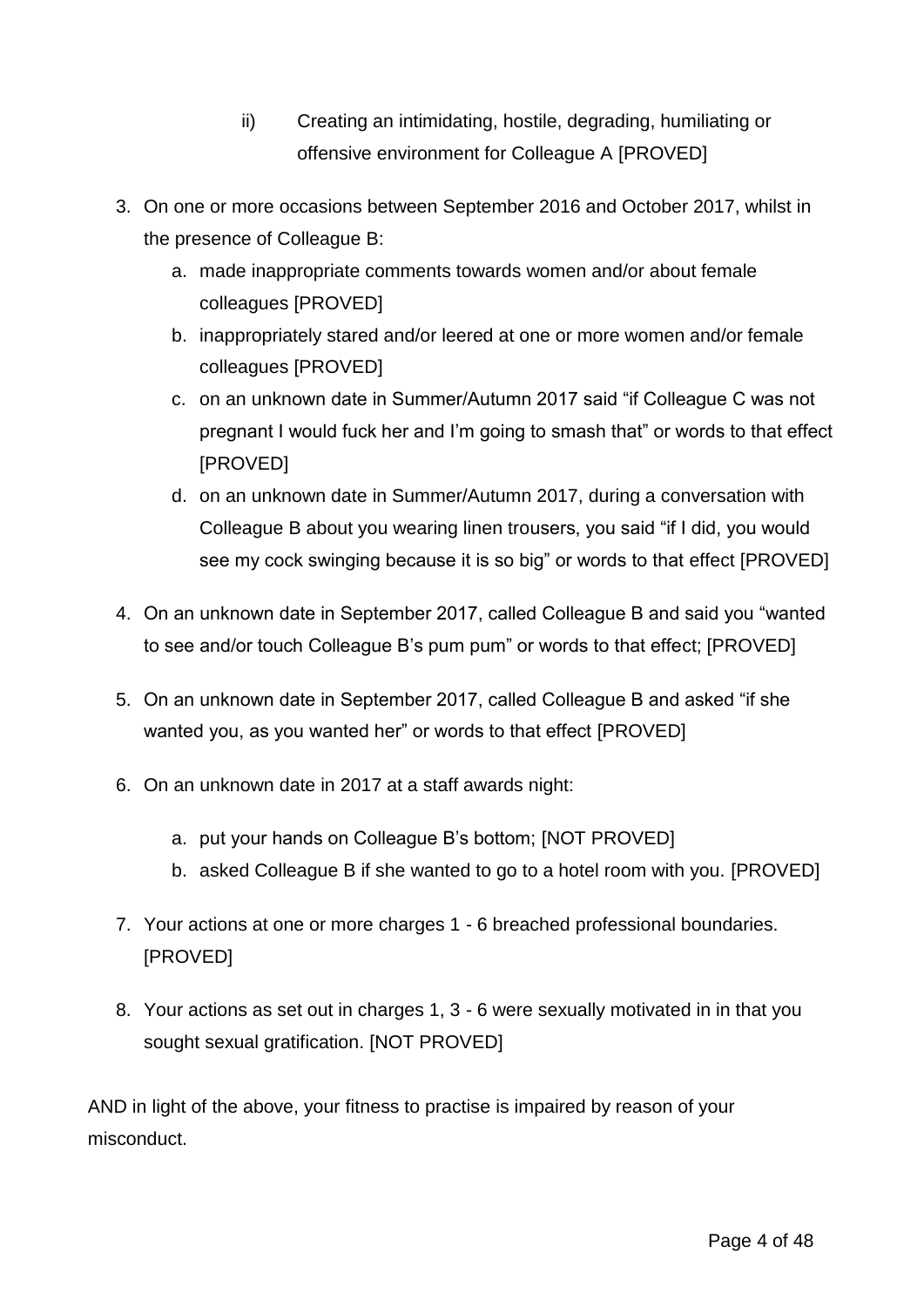ii) Creating an intimidating, hostile, degrading, humiliating or offensive environment for Colleague A [PROVED]

3. On one or more occasions between September 2016 and October 2017, whilst in the presence of Colleague B:
   a. made inappropriate comments towards women and/or about female colleagues [PROVED]
   b. inappropriately stared and/or leered at one or more women and/or female colleagues [PROVED]
   c. on an unknown date in Summer/Autumn 2017 said "if Colleague C was not pregnant I would fuck her and I'm going to smash that" or words to that effect [PROVED]
   d. on an unknown date in Summer/Autumn 2017, during a conversation with Colleague B about you wearing linen trousers, you said "if I did, you would see my cock swinging because it is so big" or words to that effect [PROVED]

4. On an unknown date in September 2017, called Colleague B and said you "wanted to see and/or touch Colleague B's pum pum" or words to that effect; [PROVED]

5. On an unknown date in September 2017, called Colleague B and asked "if she wanted you, as you wanted her" or words to that effect [PROVED]

6. On an unknown date in 2017 at a staff awards night:

   a. put your hands on Colleague B's bottom; [NOT PROVED]
   b. asked Colleague B if she wanted to go to a hotel room with you. [PROVED]

7. Your actions at one or more charges 1 - 6 breached professional boundaries. [PROVED]

8. Your actions as set out in charges 1, 3 - 6 were sexually motivated in in that you sought sexual gratification. [NOT PROVED]

AND in light of the above, your fitness to practise is impaired by reason of your misconduct.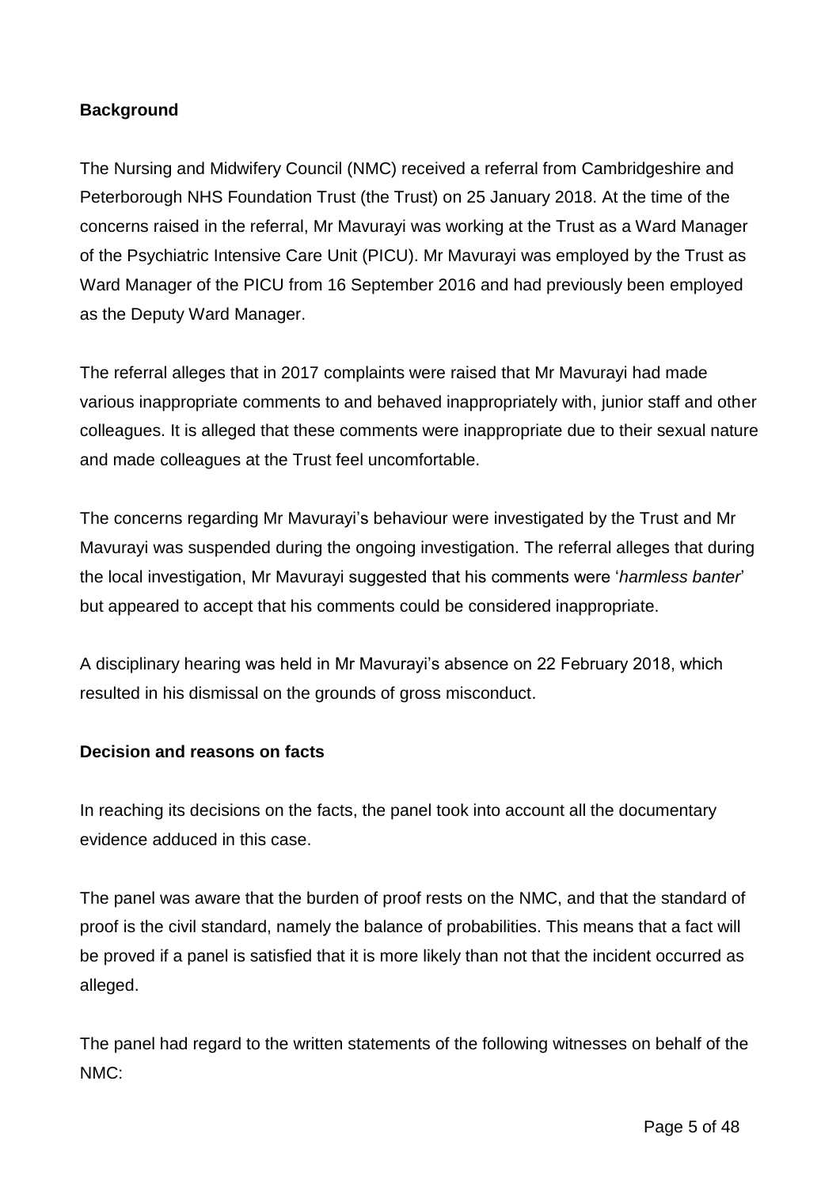**Background**

The Nursing and Midwifery Council (NMC) received a referral from Cambridgeshire and Peterborough NHS Foundation Trust (the Trust) on 25 January 2018. At the time of the concerns raised in the referral, Mr Mavurayi was working at the Trust as a Ward Manager of the Psychiatric Intensive Care Unit (PICU). Mr Mavurayi was employed by the Trust as Ward Manager of the PICU from 16 September 2016 and had previously been employed as the Deputy Ward Manager.

The referral alleges that in 2017 complaints were raised that Mr Mavurayi had made various inappropriate comments to and behaved inappropriately with, junior staff and other colleagues. It is alleged that these comments were inappropriate due to their sexual nature and made colleagues at the Trust feel uncomfortable.

The concerns regarding Mr Mavurayi's behaviour were investigated by the Trust and Mr Mavurayi was suspended during the ongoing investigation. The referral alleges that during the local investigation, Mr Mavurayi suggested that his comments were '*harmless banter*' but appeared to accept that his comments could be considered inappropriate.

A disciplinary hearing was held in Mr Mavurayi's absence on 22 February 2018, which resulted in his dismissal on the grounds of gross misconduct.

**Decision and reasons on facts**

In reaching its decisions on the facts, the panel took into account all the documentary evidence adduced in this case.

The panel was aware that the burden of proof rests on the NMC, and that the standard of proof is the civil standard, namely the balance of probabilities. This means that a fact will be proved if a panel is satisfied that it is more likely than not that the incident occurred as alleged.

The panel had regard to the written statements of the following witnesses on behalf of the NMC: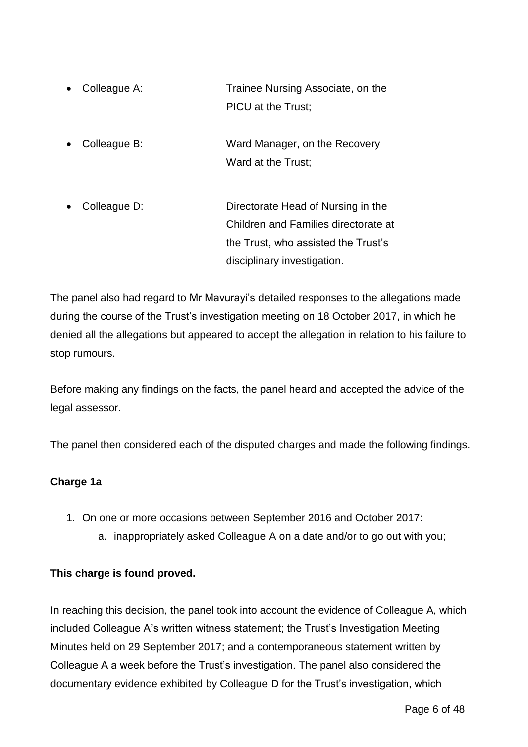- Colleague A: Trainee Nursing Associate, on the PICU at the Trust;
- Colleague B: Ward Manager, on the Recovery Ward at the Trust;
- Colleague D: Directorate Head of Nursing in the Children and Families directorate at the Trust, who assisted the Trust's disciplinary investigation.

The panel also had regard to Mr Mavurayi's detailed responses to the allegations made during the course of the Trust's investigation meeting on 18 October 2017, in which he denied all the allegations but appeared to accept the allegation in relation to his failure to stop rumours.

Before making any findings on the facts, the panel heard and accepted the advice of the legal assessor.

The panel then considered each of the disputed charges and made the following findings.

**Charge 1a**

1. On one or more occasions between September 2016 and October 2017:
    a. inappropriately asked Colleague A on a date and/or to go out with you;

**This charge is found proved.**

In reaching this decision, the panel took into account the evidence of Colleague A, which included Colleague A's written witness statement; the Trust's Investigation Meeting Minutes held on 29 September 2017; and a contemporaneous statement written by Colleague A a week before the Trust's investigation. The panel also considered the documentary evidence exhibited by Colleague D for the Trust's investigation, which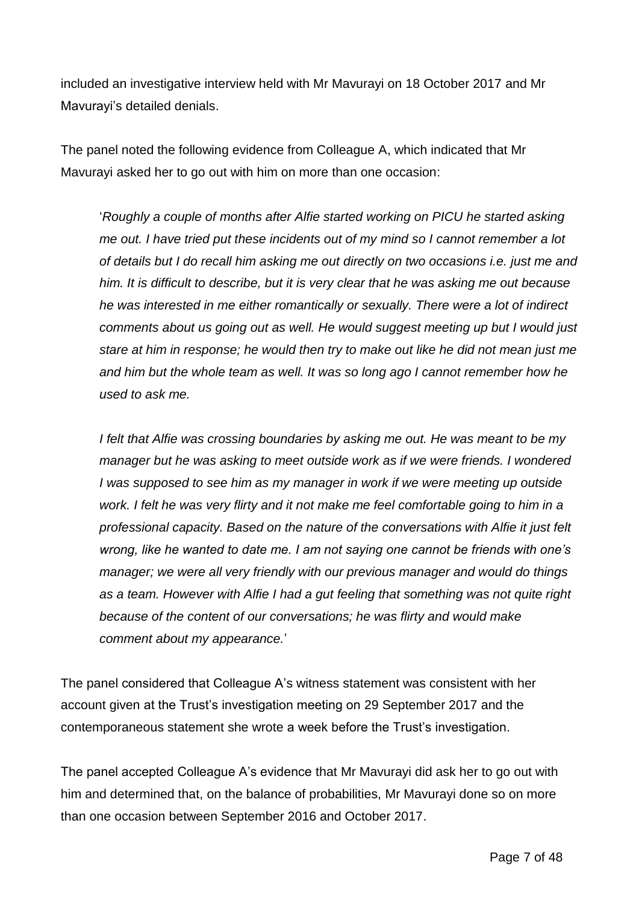included an investigative interview held with Mr Mavurayi on 18 October 2017 and Mr Mavurayi's detailed denials.

The panel noted the following evidence from Colleague A, which indicated that Mr Mavurayi asked her to go out with him on more than one occasion:

> '*Roughly a couple of months after Alfie started working on PICU he started asking me out. I have tried put these incidents out of my mind so I cannot remember a lot of details but I do recall him asking me out directly on two occasions i.e. just me and him. It is difficult to describe, but it is very clear that he was asking me out because he was interested in me either romantically or sexually. There were a lot of indirect comments about us going out as well. He would suggest meeting up but I would just stare at him in response; he would then try to make out like he did not mean just me and him but the whole team as well. It was so long ago I cannot remember how he used to ask me.*
>
> *I felt that Alfie was crossing boundaries by asking me out. He was meant to be my manager but he was asking to meet outside work as if we were friends. I wondered I was supposed to see him as my manager in work if we were meeting up outside work. I felt he was very flirty and it not make me feel comfortable going to him in a professional capacity. Based on the nature of the conversations with Alfie it just felt wrong, like he wanted to date me. I am not saying one cannot be friends with one's manager; we were all very friendly with our previous manager and would do things as a team. However with Alfie I had a gut feeling that something was not quite right because of the content of our conversations; he was flirty and would make comment about my appearance.*'

The panel considered that Colleague A's witness statement was consistent with her account given at the Trust's investigation meeting on 29 September 2017 and the contemporaneous statement she wrote a week before the Trust's investigation.

The panel accepted Colleague A's evidence that Mr Mavurayi did ask her to go out with him and determined that, on the balance of probabilities, Mr Mavurayi done so on more than one occasion between September 2016 and October 2017.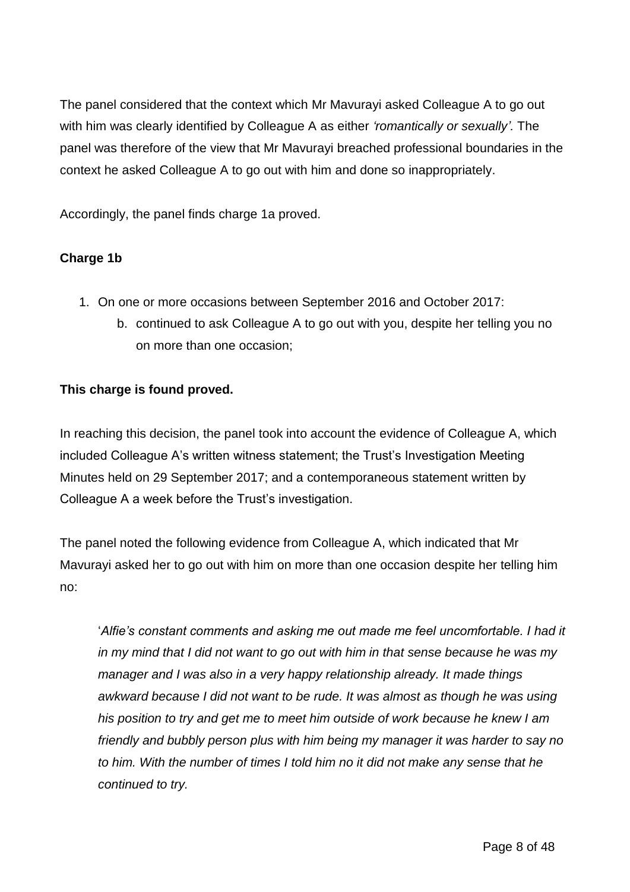The panel considered that the context which Mr Mavurayi asked Colleague A to go out with him was clearly identified by Colleague A as either *'romantically or sexually'*. The panel was therefore of the view that Mr Mavurayi breached professional boundaries in the context he asked Colleague A to go out with him and done so inappropriately.

Accordingly, the panel finds charge 1a proved.

**Charge 1b**

1. On one or more occasions between September 2016 and October 2017:
    b. continued to ask Colleague A to go out with you, despite her telling you no on more than one occasion;

**This charge is found proved.**

In reaching this decision, the panel took into account the evidence of Colleague A, which included Colleague A's written witness statement; the Trust's Investigation Meeting Minutes held on 29 September 2017; and a contemporaneous statement written by Colleague A a week before the Trust's investigation.

The panel noted the following evidence from Colleague A, which indicated that Mr Mavurayi asked her to go out with him on more than one occasion despite her telling him no:

> '*Alfie's constant comments and asking me out made me feel uncomfortable. I had it in my mind that I did not want to go out with him in that sense because he was my manager and I was also in a very happy relationship already. It made things awkward because I did not want to be rude. It was almost as though he was using his position to try and get me to meet him outside of work because he knew I am friendly and bubbly person plus with him being my manager it was harder to say no to him. With the number of times I told him no it did not make any sense that he continued to try.*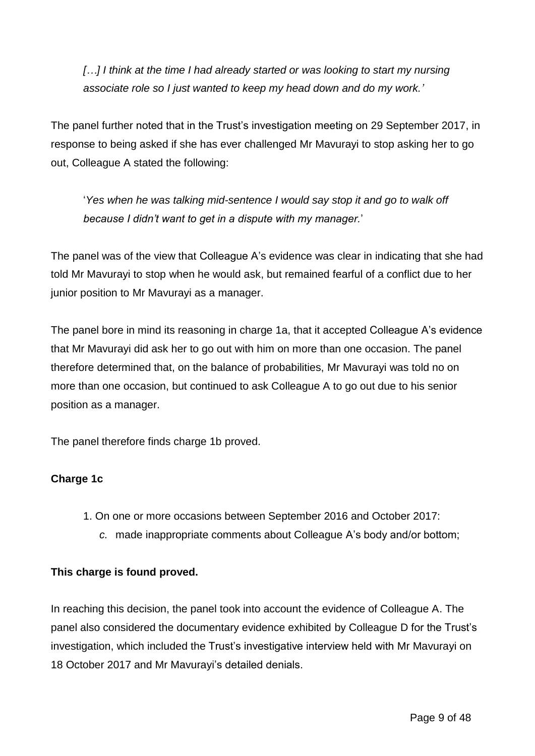*[…] I think at the time I had already started or was looking to start my nursing associate role so I just wanted to keep my head down and do my work.'*

The panel further noted that in the Trust's investigation meeting on 29 September 2017, in response to being asked if she has ever challenged Mr Mavurayi to stop asking her to go out, Colleague A stated the following:

'*Yes when he was talking mid-sentence I would say stop it and go to walk off because I didn't want to get in a dispute with my manager.*'

The panel was of the view that Colleague A's evidence was clear in indicating that she had told Mr Mavurayi to stop when he would ask, but remained fearful of a conflict due to her junior position to Mr Mavurayi as a manager.

The panel bore in mind its reasoning in charge 1a, that it accepted Colleague A's evidence that Mr Mavurayi did ask her to go out with him on more than one occasion. The panel therefore determined that, on the balance of probabilities, Mr Mavurayi was told no on more than one occasion, but continued to ask Colleague A to go out due to his senior position as a manager.

The panel therefore finds charge 1b proved.

**Charge 1c**

1. On one or more occasions between September 2016 and October 2017:
    *c.* made inappropriate comments about Colleague A's body and/or bottom;

**This charge is found proved.**

In reaching this decision, the panel took into account the evidence of Colleague A. The panel also considered the documentary evidence exhibited by Colleague D for the Trust's investigation, which included the Trust's investigative interview held with Mr Mavurayi on 18 October 2017 and Mr Mavurayi's detailed denials.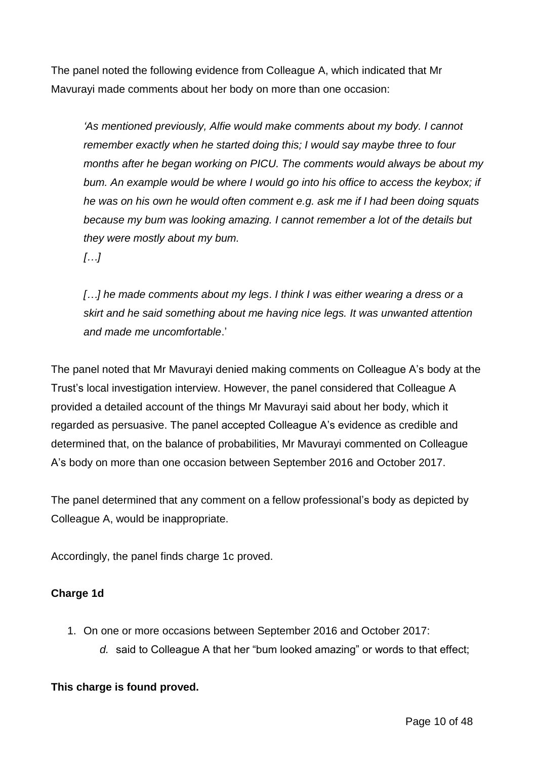The panel noted the following evidence from Colleague A, which indicated that Mr Mavurayi made comments about her body on more than one occasion:

> *'As mentioned previously, Alfie would make comments about my body. I cannot remember exactly when he started doing this; I would say maybe three to four months after he began working on PICU. The comments would always be about my bum. An example would be where I would go into his office to access the keybox; if he was on his own he would often comment e.g. ask me if I had been doing squats because my bum was looking amazing. I cannot remember a lot of the details but they were mostly about my bum.*
> *[…]*
>
> *[…] he made comments about my legs. I think I was either wearing a dress or a skirt and he said something about me having nice legs. It was unwanted attention and made me uncomfortable.*'

The panel noted that Mr Mavurayi denied making comments on Colleague A's body at the Trust's local investigation interview. However, the panel considered that Colleague A provided a detailed account of the things Mr Mavurayi said about her body, which it regarded as persuasive. The panel accepted Colleague A's evidence as credible and determined that, on the balance of probabilities, Mr Mavurayi commented on Colleague A's body on more than one occasion between September 2016 and October 2017.

The panel determined that any comment on a fellow professional's body as depicted by Colleague A, would be inappropriate.

Accordingly, the panel finds charge 1c proved.

**Charge 1d**

1. On one or more occasions between September 2016 and October 2017:
   *d.* said to Colleague A that her "bum looked amazing" or words to that effect;

**This charge is found proved.**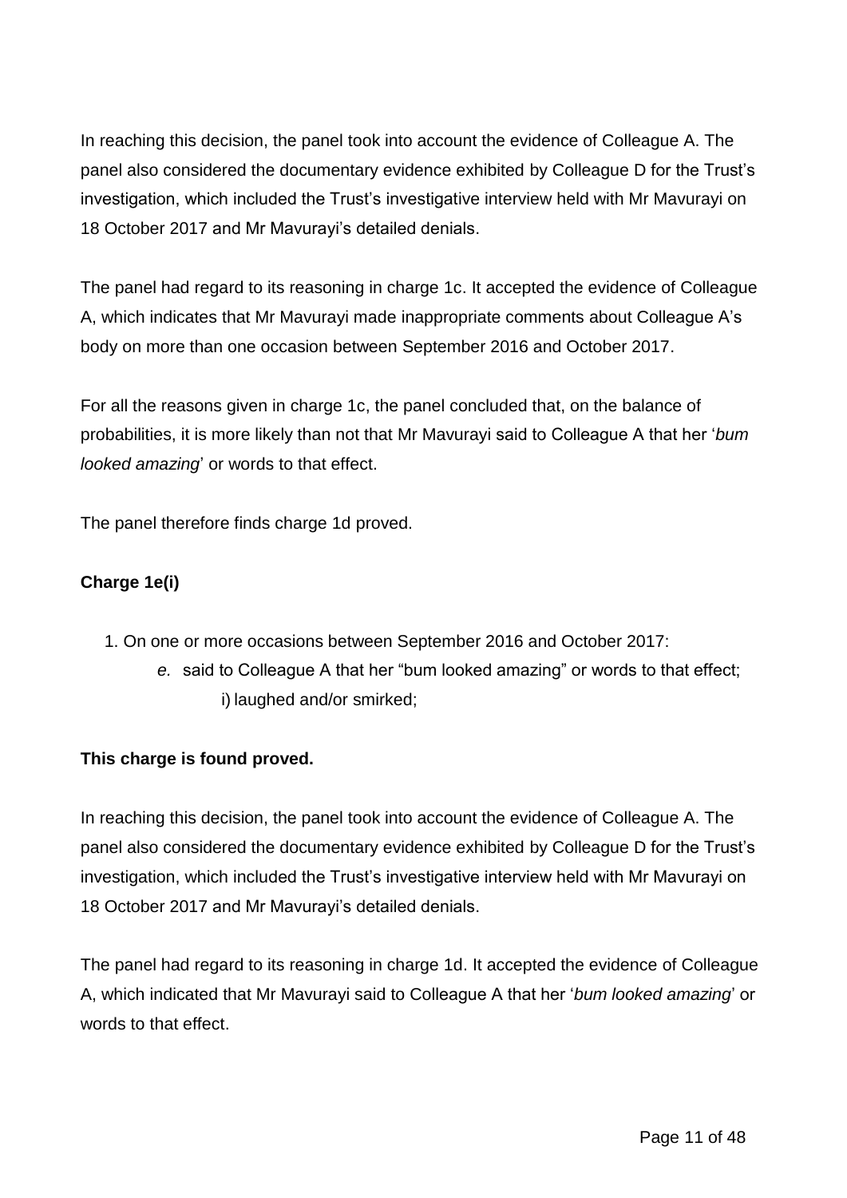In reaching this decision, the panel took into account the evidence of Colleague A. The panel also considered the documentary evidence exhibited by Colleague D for the Trust's investigation, which included the Trust's investigative interview held with Mr Mavurayi on 18 October 2017 and Mr Mavurayi's detailed denials.

The panel had regard to its reasoning in charge 1c. It accepted the evidence of Colleague A, which indicates that Mr Mavurayi made inappropriate comments about Colleague A's body on more than one occasion between September 2016 and October 2017.

For all the reasons given in charge 1c, the panel concluded that, on the balance of probabilities, it is more likely than not that Mr Mavurayi said to Colleague A that her '*bum looked amazing*' or words to that effect.

The panel therefore finds charge 1d proved.

**Charge 1e(i)**

1. On one or more occasions between September 2016 and October 2017:
    *e.* said to Colleague A that her "bum looked amazing" or words to that effect;
        i) laughed and/or smirked;

**This charge is found proved.**

In reaching this decision, the panel took into account the evidence of Colleague A. The panel also considered the documentary evidence exhibited by Colleague D for the Trust's investigation, which included the Trust's investigative interview held with Mr Mavurayi on 18 October 2017 and Mr Mavurayi's detailed denials.

The panel had regard to its reasoning in charge 1d. It accepted the evidence of Colleague A, which indicated that Mr Mavurayi said to Colleague A that her '*bum looked amazing*' or words to that effect.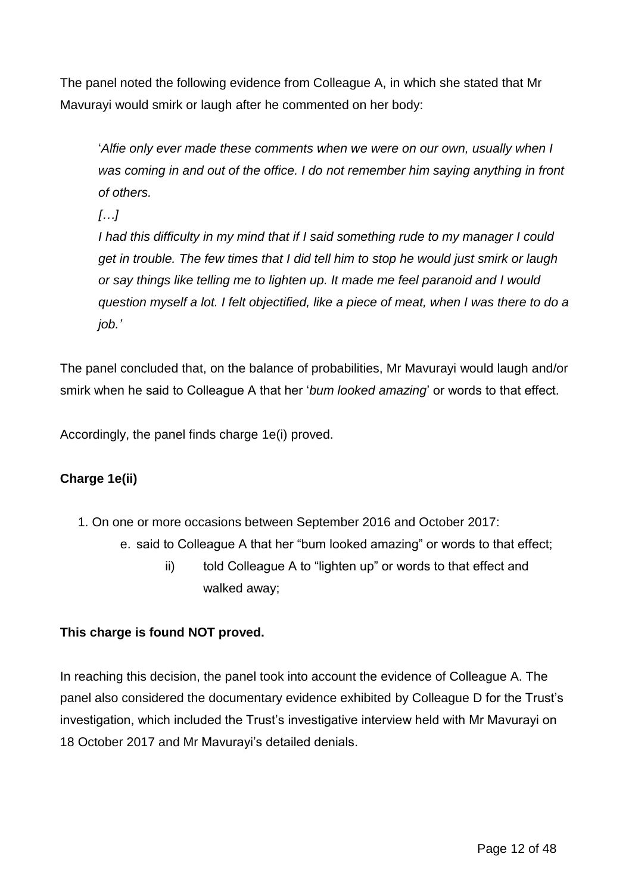The panel noted the following evidence from Colleague A, in which she stated that Mr Mavurayi would smirk or laugh after he commented on her body:

> '*Alfie only ever made these comments when we were on our own, usually when I was coming in and out of the office. I do not remember him saying anything in front of others.*
>
> *[…]*
>
> *I had this difficulty in my mind that if I said something rude to my manager I could get in trouble. The few times that I did tell him to stop he would just smirk or laugh or say things like telling me to lighten up. It made me feel paranoid and I would question myself a lot. I felt objectified, like a piece of meat, when I was there to do a job.'*

The panel concluded that, on the balance of probabilities, Mr Mavurayi would laugh and/or smirk when he said to Colleague A that her '*bum looked amazing*' or words to that effect.

Accordingly, the panel finds charge 1e(i) proved.

**Charge 1e(ii)**

1. On one or more occasions between September 2016 and October 2017:
   e. said to Colleague A that her "bum looked amazing" or words to that effect;
      ii) told Colleague A to "lighten up" or words to that effect and walked away;

**This charge is found NOT proved.**

In reaching this decision, the panel took into account the evidence of Colleague A. The panel also considered the documentary evidence exhibited by Colleague D for the Trust's investigation, which included the Trust's investigative interview held with Mr Mavurayi on 18 October 2017 and Mr Mavurayi's detailed denials.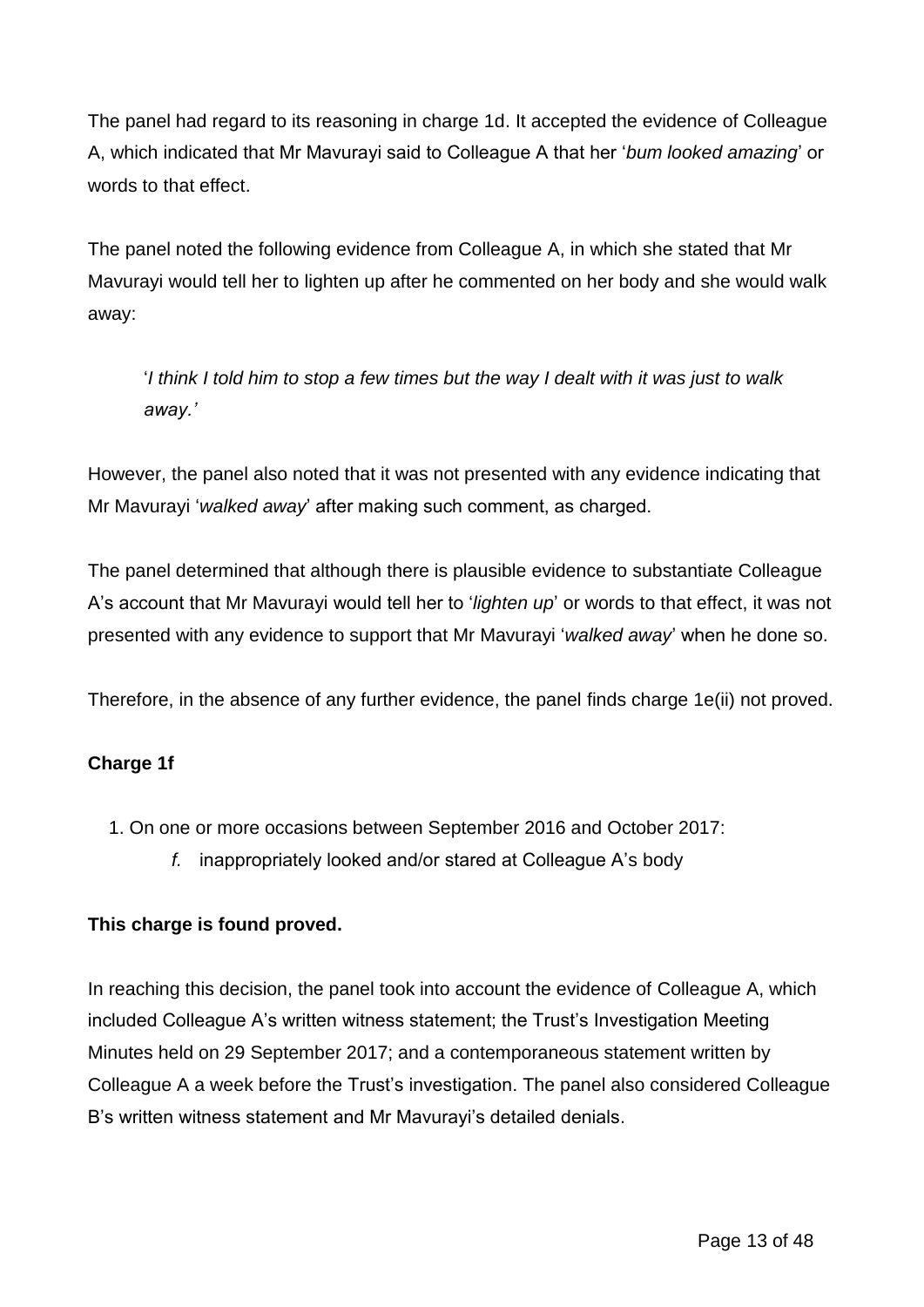The panel had regard to its reasoning in charge 1d. It accepted the evidence of Colleague A, which indicated that Mr Mavurayi said to Colleague A that her '*bum looked amazing*' or words to that effect.

The panel noted the following evidence from Colleague A, in which she stated that Mr Mavurayi would tell her to lighten up after he commented on her body and she would walk away:

> '*I think I told him to stop a few times but the way I dealt with it was just to walk away.'*

However, the panel also noted that it was not presented with any evidence indicating that Mr Mavurayi '*walked away*' after making such comment, as charged.

The panel determined that although there is plausible evidence to substantiate Colleague A's account that Mr Mavurayi would tell her to '*lighten up*' or words to that effect, it was not presented with any evidence to support that Mr Mavurayi '*walked away*' when he done so.

Therefore, in the absence of any further evidence, the panel finds charge 1e(ii) not proved.

**Charge 1f**

1. On one or more occasions between September 2016 and October 2017:
    *f.* inappropriately looked and/or stared at Colleague A's body

**This charge is found proved.**

In reaching this decision, the panel took into account the evidence of Colleague A, which included Colleague A's written witness statement; the Trust's Investigation Meeting Minutes held on 29 September 2017; and a contemporaneous statement written by Colleague A a week before the Trust's investigation. The panel also considered Colleague B's written witness statement and Mr Mavurayi's detailed denials.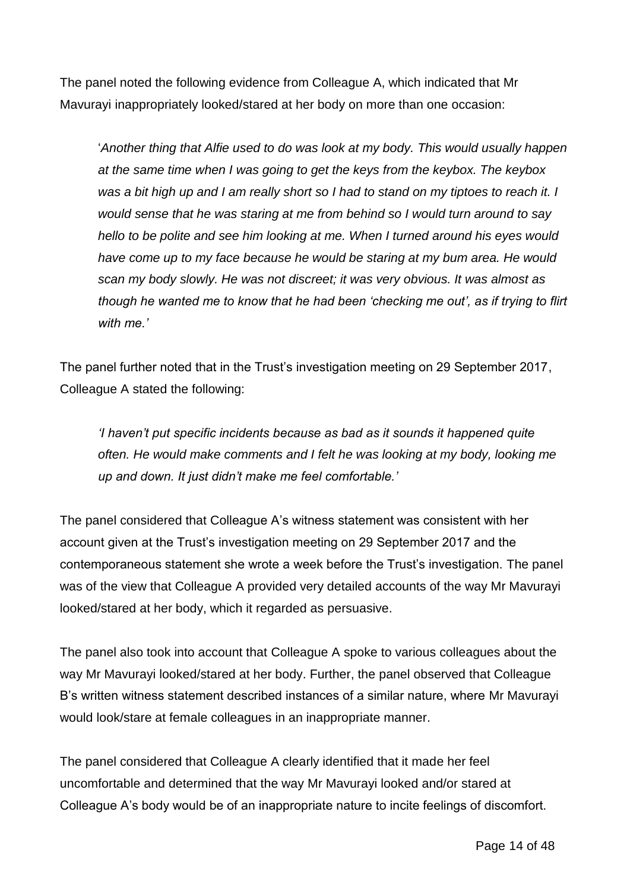The panel noted the following evidence from Colleague A, which indicated that Mr Mavurayi inappropriately looked/stared at her body on more than one occasion:

> '*Another thing that Alfie used to do was look at my body. This would usually happen at the same time when I was going to get the keys from the keybox. The keybox was a bit high up and I am really short so I had to stand on my tiptoes to reach it. I would sense that he was staring at me from behind so I would turn around to say hello to be polite and see him looking at me. When I turned around his eyes would have come up to my face because he would be staring at my bum area. He would scan my body slowly. He was not discreet; it was very obvious. It was almost as though he wanted me to know that he had been 'checking me out', as if trying to flirt with me.'*

The panel further noted that in the Trust's investigation meeting on 29 September 2017, Colleague A stated the following:

> *'I haven't put specific incidents because as bad as it sounds it happened quite often. He would make comments and I felt he was looking at my body, looking me up and down. It just didn't make me feel comfortable.'*

The panel considered that Colleague A's witness statement was consistent with her account given at the Trust's investigation meeting on 29 September 2017 and the contemporaneous statement she wrote a week before the Trust's investigation. The panel was of the view that Colleague A provided very detailed accounts of the way Mr Mavurayi looked/stared at her body, which it regarded as persuasive.

The panel also took into account that Colleague A spoke to various colleagues about the way Mr Mavurayi looked/stared at her body. Further, the panel observed that Colleague B's written witness statement described instances of a similar nature, where Mr Mavurayi would look/stare at female colleagues in an inappropriate manner.

The panel considered that Colleague A clearly identified that it made her feel uncomfortable and determined that the way Mr Mavurayi looked and/or stared at Colleague A's body would be of an inappropriate nature to incite feelings of discomfort.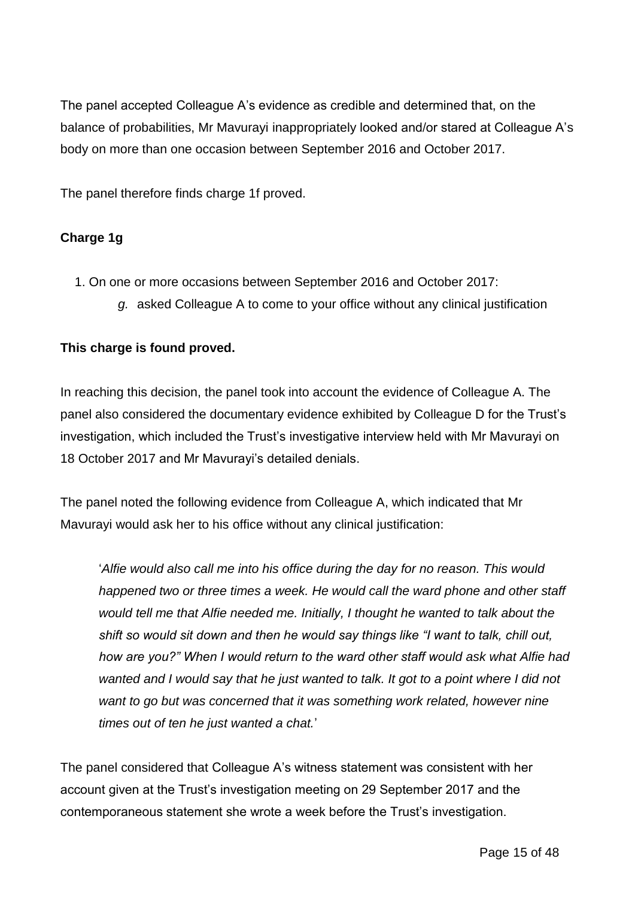The panel accepted Colleague A's evidence as credible and determined that, on the balance of probabilities, Mr Mavurayi inappropriately looked and/or stared at Colleague A's body on more than one occasion between September 2016 and October 2017.

The panel therefore finds charge 1f proved.

**Charge 1g**

1. On one or more occasions between September 2016 and October 2017:
   *g.* asked Colleague A to come to your office without any clinical justification

**This charge is found proved.**

In reaching this decision, the panel took into account the evidence of Colleague A. The panel also considered the documentary evidence exhibited by Colleague D for the Trust's investigation, which included the Trust's investigative interview held with Mr Mavurayi on 18 October 2017 and Mr Mavurayi's detailed denials.

The panel noted the following evidence from Colleague A, which indicated that Mr Mavurayi would ask her to his office without any clinical justification:

> '*Alfie would also call me into his office during the day for no reason. This would happened two or three times a week. He would call the ward phone and other staff would tell me that Alfie needed me. Initially, I thought he wanted to talk about the shift so would sit down and then he would say things like "I want to talk, chill out, how are you?" When I would return to the ward other staff would ask what Alfie had wanted and I would say that he just wanted to talk. It got to a point where I did not want to go but was concerned that it was something work related, however nine times out of ten he just wanted a chat.*'

The panel considered that Colleague A's witness statement was consistent with her account given at the Trust's investigation meeting on 29 September 2017 and the contemporaneous statement she wrote a week before the Trust's investigation.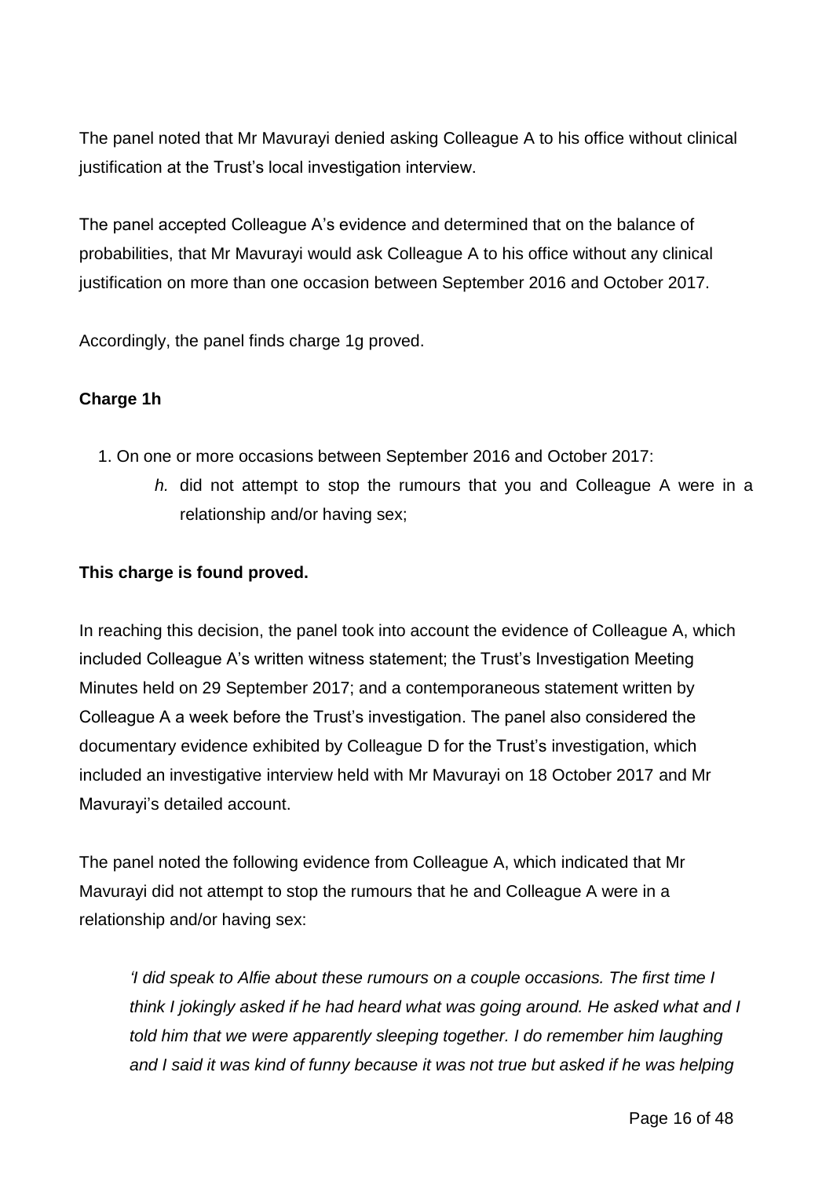The panel noted that Mr Mavurayi denied asking Colleague A to his office without clinical justification at the Trust's local investigation interview.

The panel accepted Colleague A's evidence and determined that on the balance of probabilities, that Mr Mavurayi would ask Colleague A to his office without any clinical justification on more than one occasion between September 2016 and October 2017.

Accordingly, the panel finds charge 1g proved.

**Charge 1h**

1. On one or more occasions between September 2016 and October 2017:
    *h.* did not attempt to stop the rumours that you and Colleague A were in a relationship and/or having sex;

**This charge is found proved.**

In reaching this decision, the panel took into account the evidence of Colleague A, which included Colleague A's written witness statement; the Trust's Investigation Meeting Minutes held on 29 September 2017; and a contemporaneous statement written by Colleague A a week before the Trust's investigation. The panel also considered the documentary evidence exhibited by Colleague D for the Trust's investigation, which included an investigative interview held with Mr Mavurayi on 18 October 2017 and Mr Mavurayi's detailed account.

The panel noted the following evidence from Colleague A, which indicated that Mr Mavurayi did not attempt to stop the rumours that he and Colleague A were in a relationship and/or having sex:

> *'I did speak to Alfie about these rumours on a couple occasions. The first time I think I jokingly asked if he had heard what was going around. He asked what and I told him that we were apparently sleeping together. I do remember him laughing and I said it was kind of funny because it was not true but asked if he was helping*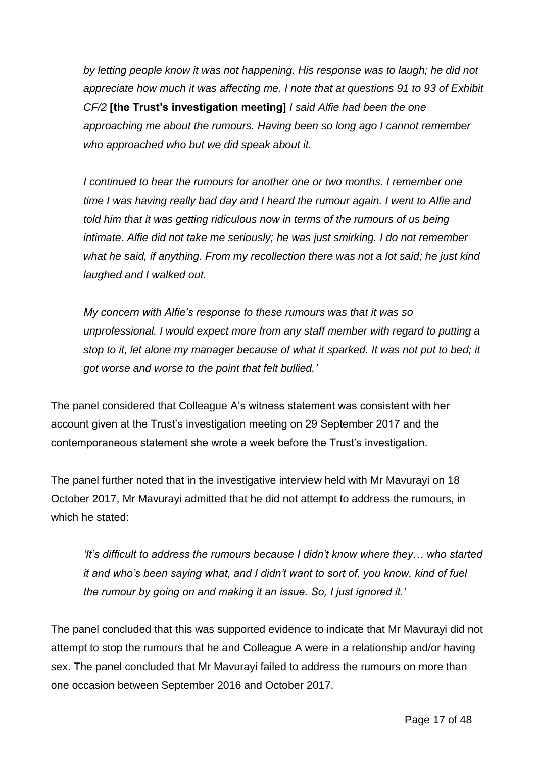*by letting people know it was not happening. His response was to laugh; he did not appreciate how much it was affecting me. I note that at questions 91 to 93 of Exhibit CF/2* **[the Trust's investigation meeting]** *I said Alfie had been the one approaching me about the rumours. Having been so long ago I cannot remember who approached who but we did speak about it.*

*I continued to hear the rumours for another one or two months. I remember one time I was having really bad day and I heard the rumour again. I went to Alfie and told him that it was getting ridiculous now in terms of the rumours of us being intimate. Alfie did not take me seriously; he was just smirking. I do not remember what he said, if anything. From my recollection there was not a lot said; he just kind laughed and I walked out.*

*My concern with Alfie's response to these rumours was that it was so unprofessional. I would expect more from any staff member with regard to putting a stop to it, let alone my manager because of what it sparked. It was not put to bed; it got worse and worse to the point that felt bullied.'*

The panel considered that Colleague A's witness statement was consistent with her account given at the Trust's investigation meeting on 29 September 2017 and the contemporaneous statement she wrote a week before the Trust's investigation.

The panel further noted that in the investigative interview held with Mr Mavurayi on 18 October 2017, Mr Mavurayi admitted that he did not attempt to address the rumours, in which he stated:

*'It's difficult to address the rumours because I didn't know where they… who started it and who's been saying what, and I didn't want to sort of, you know, kind of fuel the rumour by going on and making it an issue. So, I just ignored it.'*

The panel concluded that this was supported evidence to indicate that Mr Mavurayi did not attempt to stop the rumours that he and Colleague A were in a relationship and/or having sex. The panel concluded that Mr Mavurayi failed to address the rumours on more than one occasion between September 2016 and October 2017.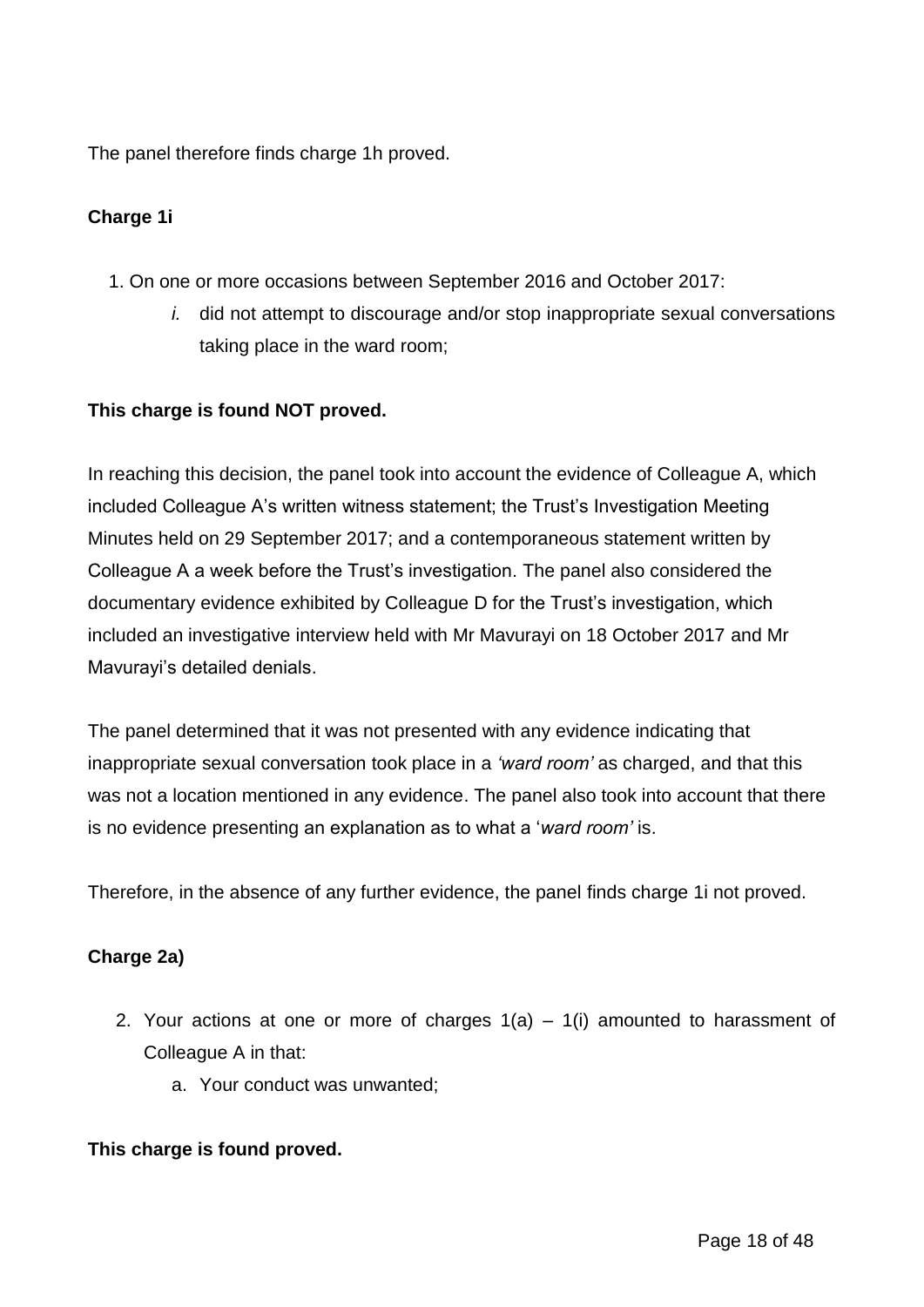The panel therefore finds charge 1h proved.

**Charge 1i**

1. On one or more occasions between September 2016 and October 2017:
    *i.* did not attempt to discourage and/or stop inappropriate sexual conversations taking place in the ward room;

**This charge is found NOT proved.**

In reaching this decision, the panel took into account the evidence of Colleague A, which included Colleague A's written witness statement; the Trust's Investigation Meeting Minutes held on 29 September 2017; and a contemporaneous statement written by Colleague A a week before the Trust's investigation. The panel also considered the documentary evidence exhibited by Colleague D for the Trust's investigation, which included an investigative interview held with Mr Mavurayi on 18 October 2017 and Mr Mavurayi's detailed denials.

The panel determined that it was not presented with any evidence indicating that inappropriate sexual conversation took place in a *'ward room'* as charged, and that this was not a location mentioned in any evidence. The panel also took into account that there is no evidence presenting an explanation as to what a '*ward room'* is.

Therefore, in the absence of any further evidence, the panel finds charge 1i not proved.

**Charge 2a)**

2. Your actions at one or more of charges 1(a) – 1(i) amounted to harassment of Colleague A in that:
    a. Your conduct was unwanted;

**This charge is found proved.**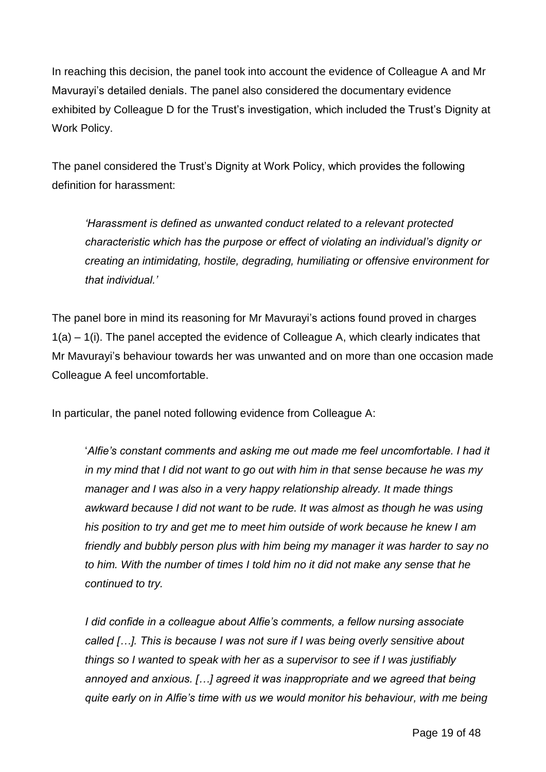In reaching this decision, the panel took into account the evidence of Colleague A and Mr Mavurayi's detailed denials. The panel also considered the documentary evidence exhibited by Colleague D for the Trust's investigation, which included the Trust's Dignity at Work Policy.

The panel considered the Trust's Dignity at Work Policy, which provides the following definition for harassment:

> *'Harassment is defined as unwanted conduct related to a relevant protected characteristic which has the purpose or effect of violating an individual's dignity or creating an intimidating, hostile, degrading, humiliating or offensive environment for that individual.'*

The panel bore in mind its reasoning for Mr Mavurayi's actions found proved in charges 1(a) – 1(i). The panel accepted the evidence of Colleague A, which clearly indicates that Mr Mavurayi's behaviour towards her was unwanted and on more than one occasion made Colleague A feel uncomfortable.

In particular, the panel noted following evidence from Colleague A:

> '*Alfie's constant comments and asking me out made me feel uncomfortable. I had it in my mind that I did not want to go out with him in that sense because he was my manager and I was also in a very happy relationship already. It made things awkward because I did not want to be rude. It was almost as though he was using his position to try and get me to meet him outside of work because he knew I am friendly and bubbly person plus with him being my manager it was harder to say no to him. With the number of times I told him no it did not make any sense that he continued to try.*
>
> *I did confide in a colleague about Alfie's comments, a fellow nursing associate called […]. This is because I was not sure if I was being overly sensitive about things so I wanted to speak with her as a supervisor to see if I was justifiably annoyed and anxious. […] agreed it was inappropriate and we agreed that being quite early on in Alfie's time with us we would monitor his behaviour, with me being*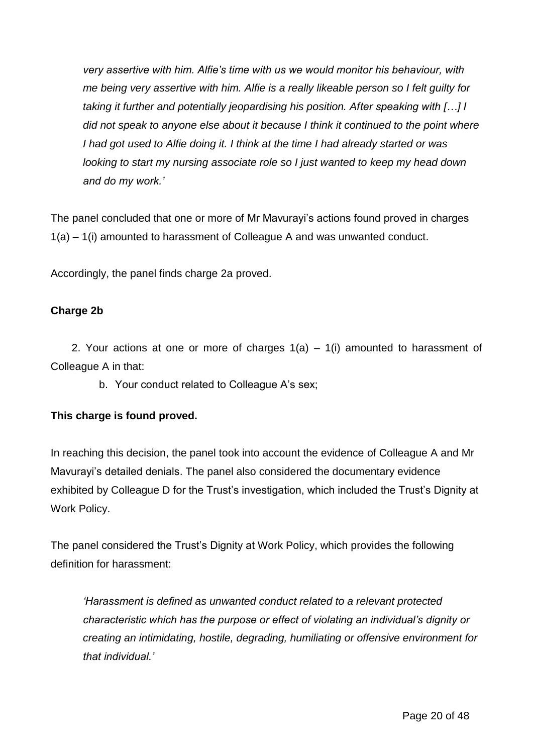*very assertive with him. Alfie's time with us we would monitor his behaviour, with me being very assertive with him. Alfie is a really likeable person so I felt guilty for taking it further and potentially jeopardising his position. After speaking with […] I did not speak to anyone else about it because I think it continued to the point where I had got used to Alfie doing it. I think at the time I had already started or was looking to start my nursing associate role so I just wanted to keep my head down and do my work.'*

The panel concluded that one or more of Mr Mavurayi's actions found proved in charges 1(a) – 1(i) amounted to harassment of Colleague A and was unwanted conduct.

Accordingly, the panel finds charge 2a proved.

**Charge 2b**

2. Your actions at one or more of charges 1(a) – 1(i) amounted to harassment of Colleague A in that:

   b. Your conduct related to Colleague A's sex;

**This charge is found proved.**

In reaching this decision, the panel took into account the evidence of Colleague A and Mr Mavurayi's detailed denials. The panel also considered the documentary evidence exhibited by Colleague D for the Trust's investigation, which included the Trust's Dignity at Work Policy.

The panel considered the Trust's Dignity at Work Policy, which provides the following definition for harassment:

*'Harassment is defined as unwanted conduct related to a relevant protected characteristic which has the purpose or effect of violating an individual's dignity or creating an intimidating, hostile, degrading, humiliating or offensive environment for that individual.'*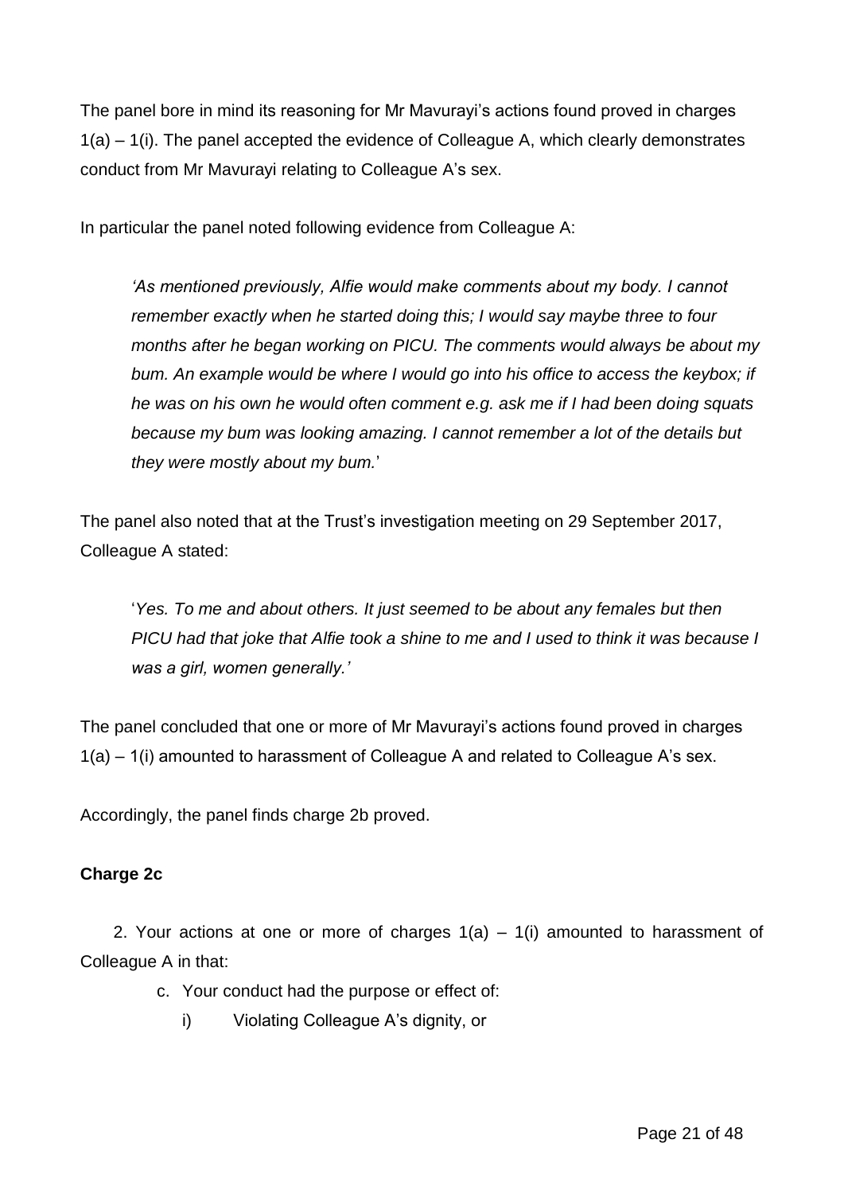The panel bore in mind its reasoning for Mr Mavurayi's actions found proved in charges 1(a) – 1(i). The panel accepted the evidence of Colleague A, which clearly demonstrates conduct from Mr Mavurayi relating to Colleague A's sex.

In particular the panel noted following evidence from Colleague A:

> *'As mentioned previously, Alfie would make comments about my body. I cannot remember exactly when he started doing this; I would say maybe three to four months after he began working on PICU. The comments would always be about my bum. An example would be where I would go into his office to access the keybox; if he was on his own he would often comment e.g. ask me if I had been doing squats because my bum was looking amazing. I cannot remember a lot of the details but they were mostly about my bum.*'

The panel also noted that at the Trust's investigation meeting on 29 September 2017, Colleague A stated:

> '*Yes. To me and about others. It just seemed to be about any females but then PICU had that joke that Alfie took a shine to me and I used to think it was because I was a girl, women generally.'*

The panel concluded that one or more of Mr Mavurayi's actions found proved in charges 1(a) – 1(i) amounted to harassment of Colleague A and related to Colleague A's sex.

Accordingly, the panel finds charge 2b proved.

**Charge 2c**

2. Your actions at one or more of charges 1(a) – 1(i) amounted to harassment of Colleague A in that:

   c. Your conduct had the purpose or effect of:

      i) Violating Colleague A's dignity, or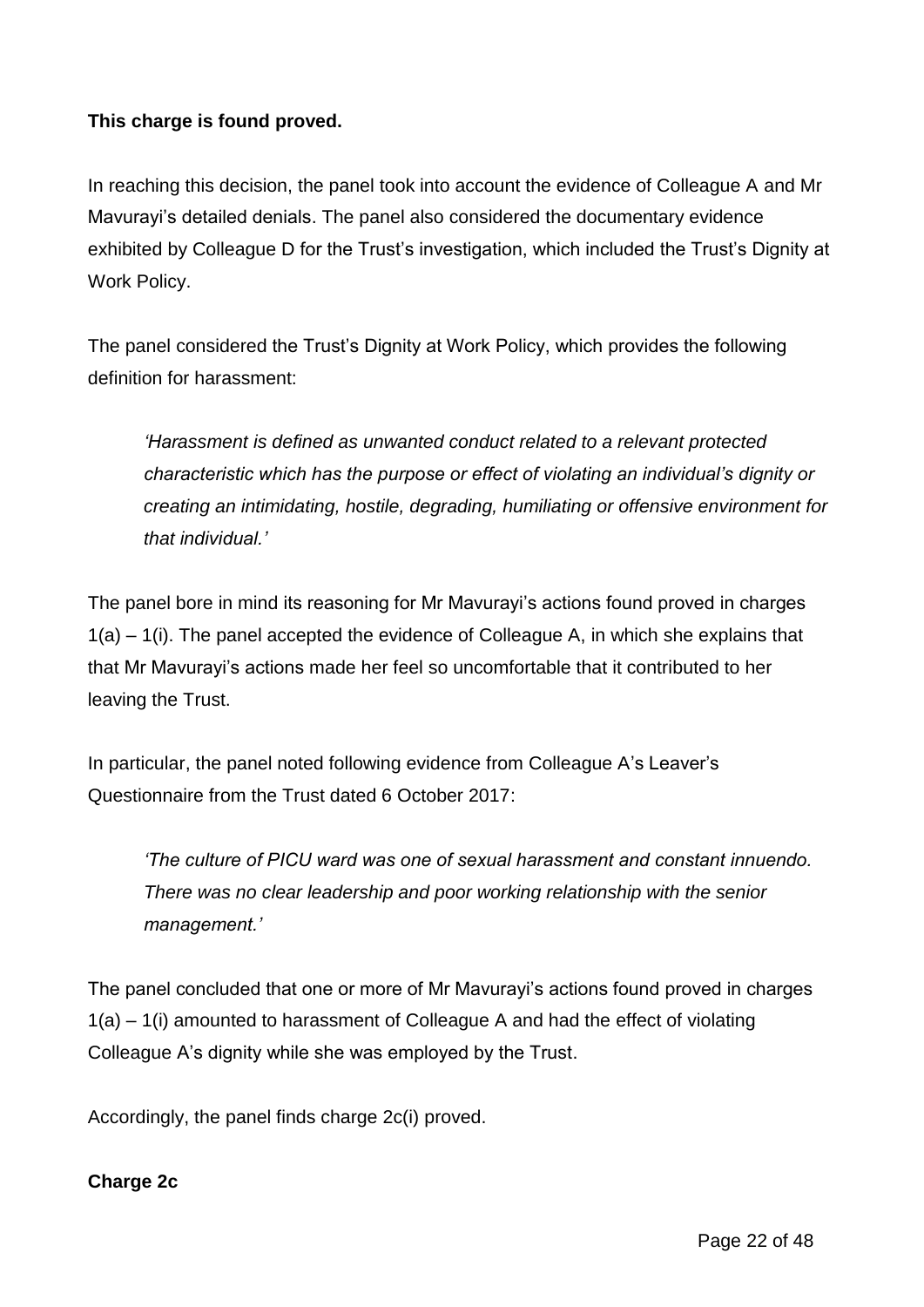**This charge is found proved.**

In reaching this decision, the panel took into account the evidence of Colleague A and Mr Mavurayi's detailed denials. The panel also considered the documentary evidence exhibited by Colleague D for the Trust's investigation, which included the Trust's Dignity at Work Policy.

The panel considered the Trust's Dignity at Work Policy, which provides the following definition for harassment:

> *'Harassment is defined as unwanted conduct related to a relevant protected characteristic which has the purpose or effect of violating an individual's dignity or creating an intimidating, hostile, degrading, humiliating or offensive environment for that individual.'*

The panel bore in mind its reasoning for Mr Mavurayi's actions found proved in charges 1(a) – 1(i). The panel accepted the evidence of Colleague A, in which she explains that that Mr Mavurayi's actions made her feel so uncomfortable that it contributed to her leaving the Trust.

In particular, the panel noted following evidence from Colleague A's Leaver's Questionnaire from the Trust dated 6 October 2017:

> *'The culture of PICU ward was one of sexual harassment and constant innuendo. There was no clear leadership and poor working relationship with the senior management.'*

The panel concluded that one or more of Mr Mavurayi's actions found proved in charges 1(a) – 1(i) amounted to harassment of Colleague A and had the effect of violating Colleague A's dignity while she was employed by the Trust.

Accordingly, the panel finds charge 2c(i) proved.

**Charge 2c**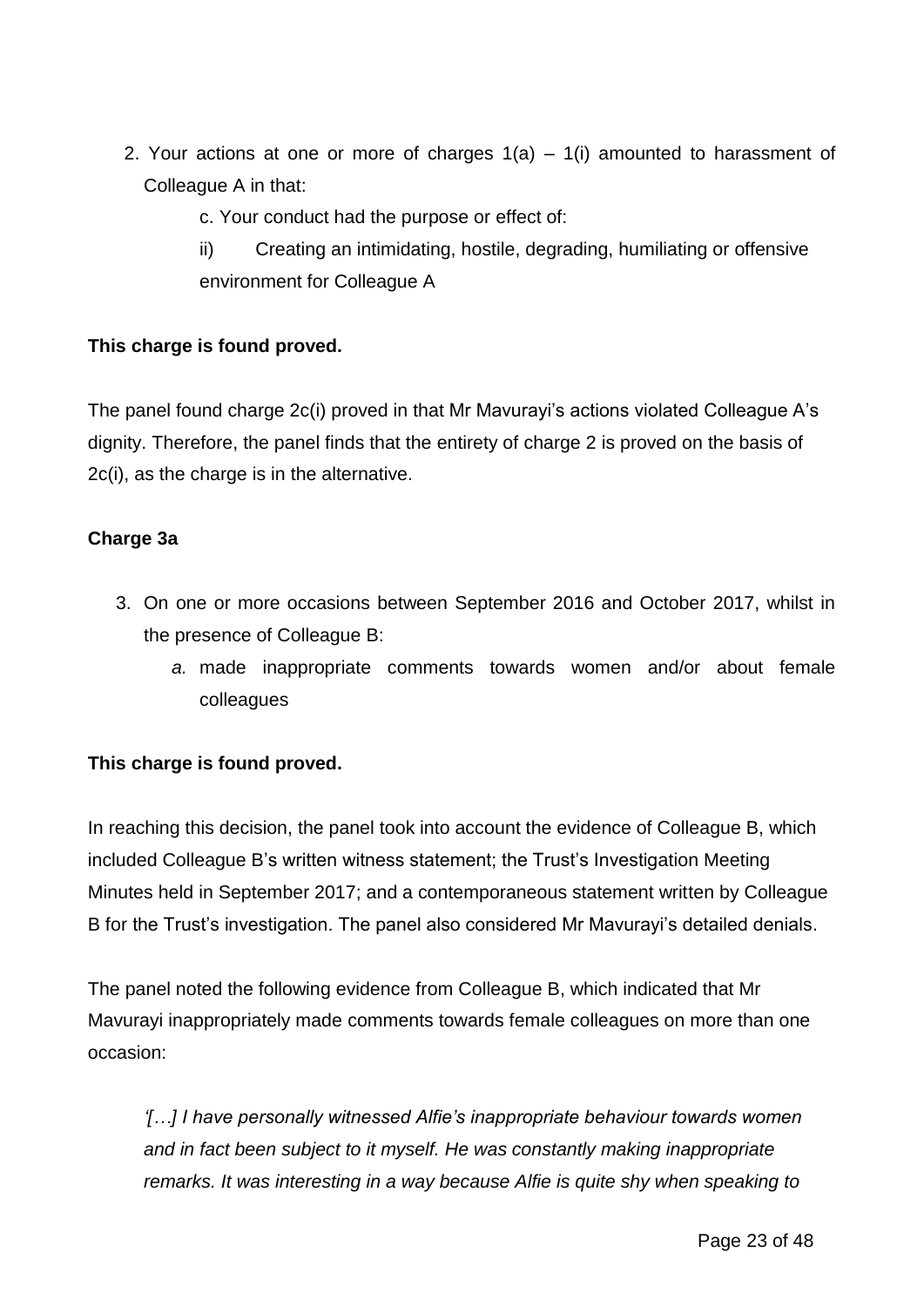2. Your actions at one or more of charges 1(a) – 1(i) amounted to harassment of Colleague A in that:

    c. Your conduct had the purpose or effect of:

    ii) Creating an intimidating, hostile, degrading, humiliating or offensive environment for Colleague A

**This charge is found proved.**

The panel found charge 2c(i) proved in that Mr Mavurayi's actions violated Colleague A's dignity. Therefore, the panel finds that the entirety of charge 2 is proved on the basis of 2c(i), as the charge is in the alternative.

**Charge 3a**

3. On one or more occasions between September 2016 and October 2017, whilst in the presence of Colleague B:
    *a.* made inappropriate comments towards women and/or about female colleagues

**This charge is found proved.**

In reaching this decision, the panel took into account the evidence of Colleague B, which included Colleague B's written witness statement; the Trust's Investigation Meeting Minutes held in September 2017; and a contemporaneous statement written by Colleague B for the Trust's investigation. The panel also considered Mr Mavurayi's detailed denials.

The panel noted the following evidence from Colleague B, which indicated that Mr Mavurayi inappropriately made comments towards female colleagues on more than one occasion:

> *'[…] I have personally witnessed Alfie's inappropriate behaviour towards women and in fact been subject to it myself. He was constantly making inappropriate remarks. It was interesting in a way because Alfie is quite shy when speaking to*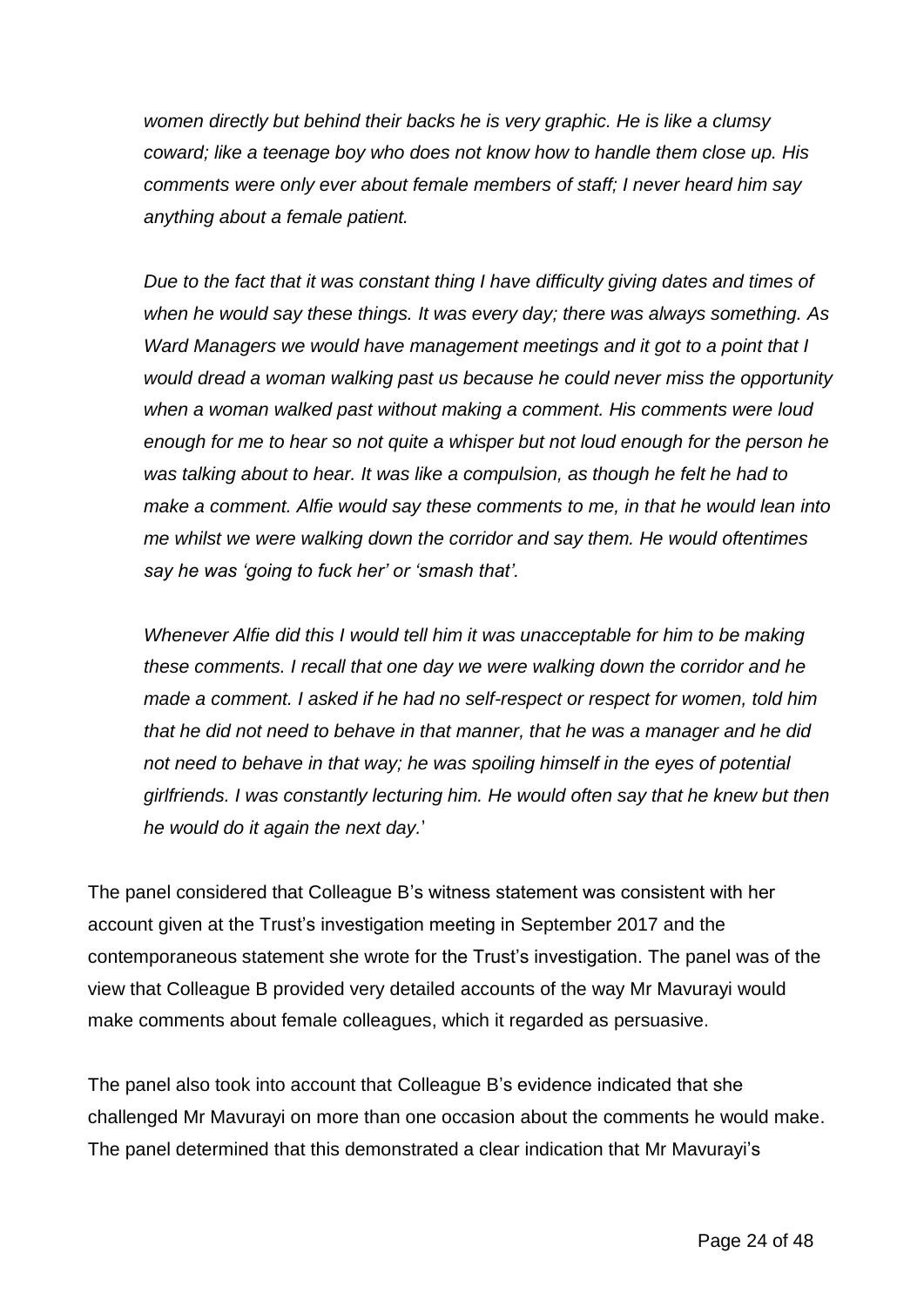*women directly but behind their backs he is very graphic. He is like a clumsy coward; like a teenage boy who does not know how to handle them close up. His comments were only ever about female members of staff; I never heard him say anything about a female patient.*

*Due to the fact that it was constant thing I have difficulty giving dates and times of when he would say these things. It was every day; there was always something. As Ward Managers we would have management meetings and it got to a point that I would dread a woman walking past us because he could never miss the opportunity when a woman walked past without making a comment. His comments were loud enough for me to hear so not quite a whisper but not loud enough for the person he was talking about to hear. It was like a compulsion, as though he felt he had to make a comment. Alfie would say these comments to me, in that he would lean into me whilst we were walking down the corridor and say them. He would oftentimes say he was 'going to fuck her' or 'smash that'.*

*Whenever Alfie did this I would tell him it was unacceptable for him to be making these comments. I recall that one day we were walking down the corridor and he made a comment. I asked if he had no self-respect or respect for women, told him that he did not need to behave in that manner, that he was a manager and he did not need to behave in that way; he was spoiling himself in the eyes of potential girlfriends. I was constantly lecturing him. He would often say that he knew but then he would do it again the next day.*'

The panel considered that Colleague B's witness statement was consistent with her account given at the Trust's investigation meeting in September 2017 and the contemporaneous statement she wrote for the Trust's investigation. The panel was of the view that Colleague B provided very detailed accounts of the way Mr Mavurayi would make comments about female colleagues, which it regarded as persuasive.

The panel also took into account that Colleague B's evidence indicated that she challenged Mr Mavurayi on more than one occasion about the comments he would make. The panel determined that this demonstrated a clear indication that Mr Mavurayi's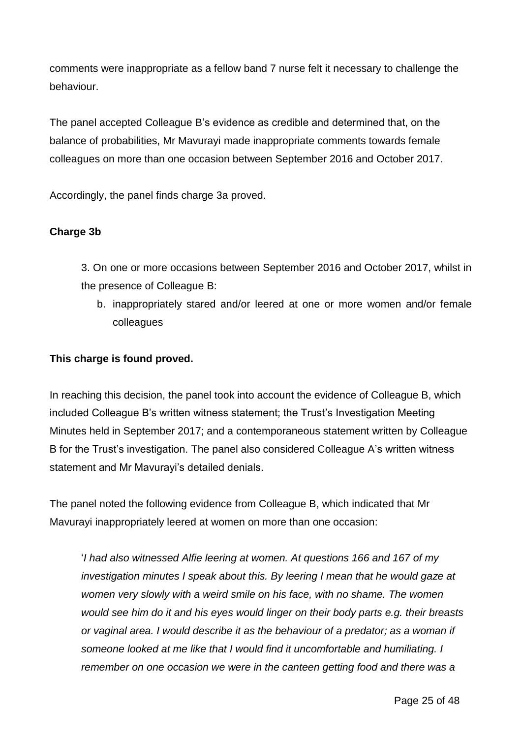comments were inappropriate as a fellow band 7 nurse felt it necessary to challenge the behaviour.

The panel accepted Colleague B's evidence as credible and determined that, on the balance of probabilities, Mr Mavurayi made inappropriate comments towards female colleagues on more than one occasion between September 2016 and October 2017.

Accordingly, the panel finds charge 3a proved.

**Charge 3b**

> 3. On one or more occasions between September 2016 and October 2017, whilst in the presence of Colleague B:
>
> b. inappropriately stared and/or leered at one or more women and/or female colleagues

**This charge is found proved.**

In reaching this decision, the panel took into account the evidence of Colleague B, which included Colleague B's written witness statement; the Trust's Investigation Meeting Minutes held in September 2017; and a contemporaneous statement written by Colleague B for the Trust's investigation. The panel also considered Colleague A's written witness statement and Mr Mavurayi's detailed denials.

The panel noted the following evidence from Colleague B, which indicated that Mr Mavurayi inappropriately leered at women on more than one occasion:

> '*I had also witnessed Alfie leering at women. At questions 166 and 167 of my investigation minutes I speak about this. By leering I mean that he would gaze at women very slowly with a weird smile on his face, with no shame. The women would see him do it and his eyes would linger on their body parts e.g. their breasts or vaginal area. I would describe it as the behaviour of a predator; as a woman if someone looked at me like that I would find it uncomfortable and humiliating. I remember on one occasion we were in the canteen getting food and there was a*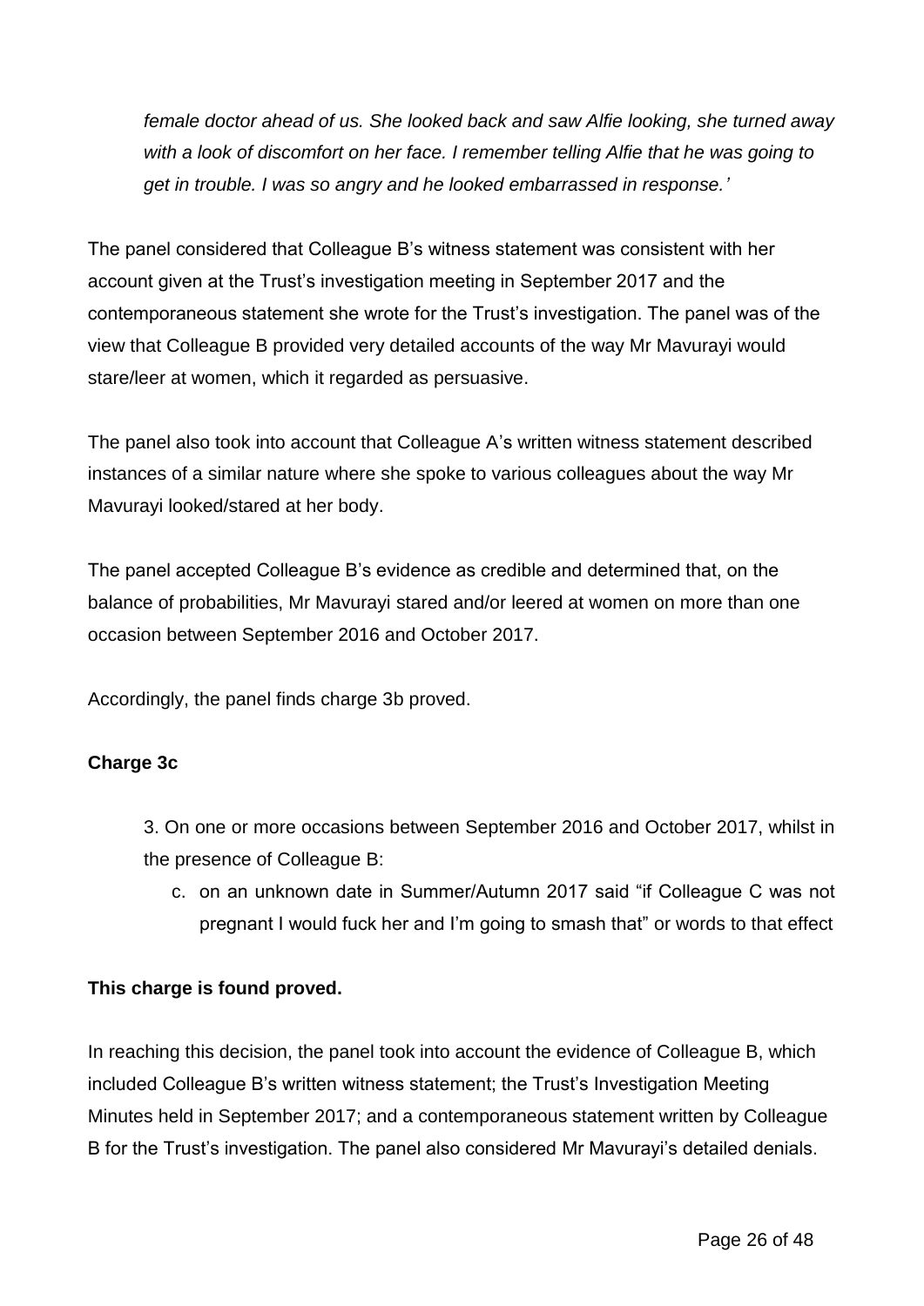*female doctor ahead of us. She looked back and saw Alfie looking, she turned away with a look of discomfort on her face. I remember telling Alfie that he was going to get in trouble. I was so angry and he looked embarrassed in response.'*

The panel considered that Colleague B's witness statement was consistent with her account given at the Trust's investigation meeting in September 2017 and the contemporaneous statement she wrote for the Trust's investigation. The panel was of the view that Colleague B provided very detailed accounts of the way Mr Mavurayi would stare/leer at women, which it regarded as persuasive.

The panel also took into account that Colleague A's written witness statement described instances of a similar nature where she spoke to various colleagues about the way Mr Mavurayi looked/stared at her body.

The panel accepted Colleague B's evidence as credible and determined that, on the balance of probabilities, Mr Mavurayi stared and/or leered at women on more than one occasion between September 2016 and October 2017.

Accordingly, the panel finds charge 3b proved.

**Charge 3c**

> 3. On one or more occasions between September 2016 and October 2017, whilst in the presence of Colleague B:
>     c. on an unknown date in Summer/Autumn 2017 said "if Colleague C was not pregnant I would fuck her and I'm going to smash that" or words to that effect

**This charge is found proved.**

In reaching this decision, the panel took into account the evidence of Colleague B, which included Colleague B's written witness statement; the Trust's Investigation Meeting Minutes held in September 2017; and a contemporaneous statement written by Colleague B for the Trust's investigation. The panel also considered Mr Mavurayi's detailed denials.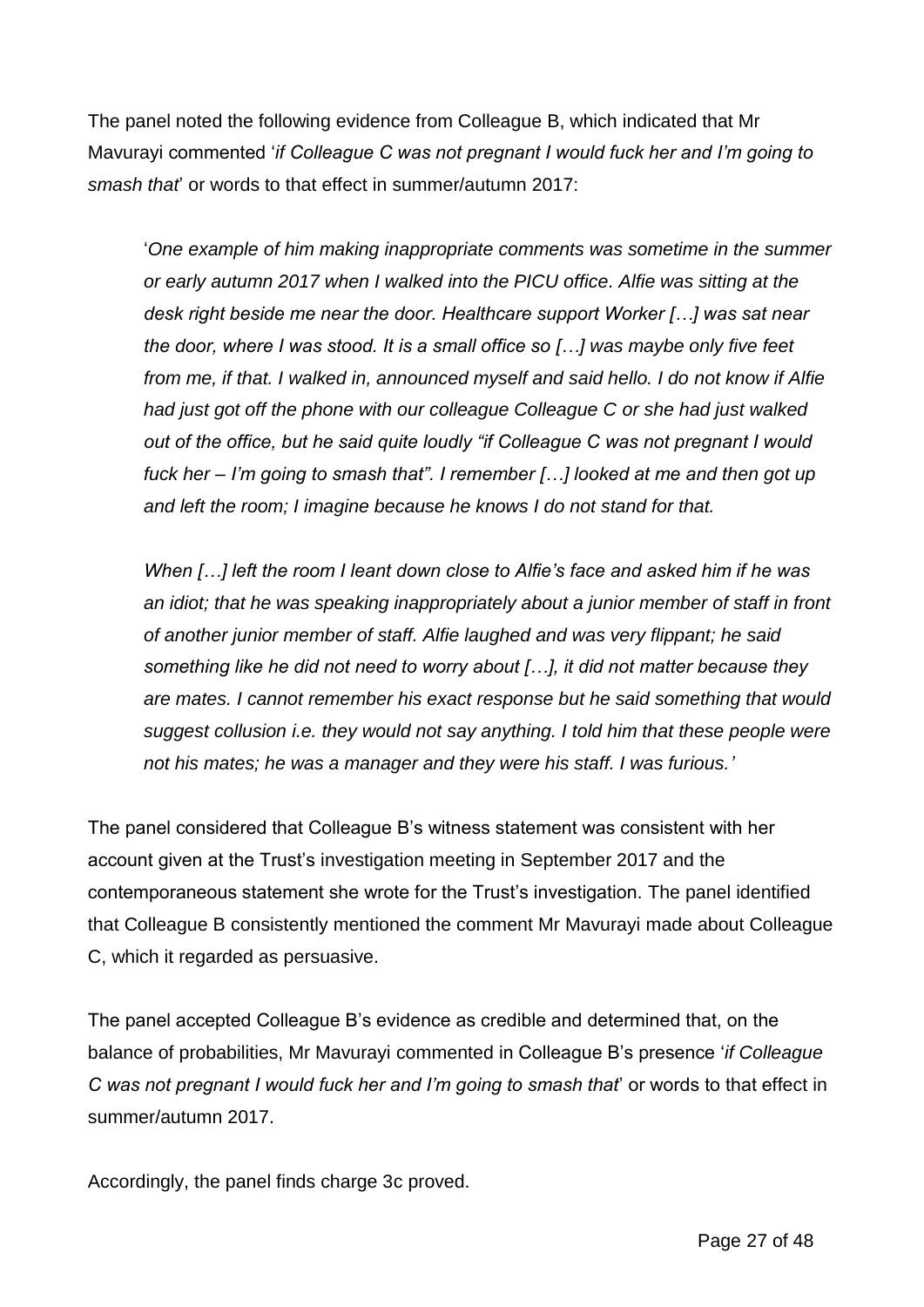The panel noted the following evidence from Colleague B, which indicated that Mr Mavurayi commented '*if Colleague C was not pregnant I would fuck her and I'm going to smash that*' or words to that effect in summer/autumn 2017:

> '*One example of him making inappropriate comments was sometime in the summer or early autumn 2017 when I walked into the PICU office. Alfie was sitting at the desk right beside me near the door. Healthcare support Worker […] was sat near the door, where I was stood. It is a small office so […] was maybe only five feet from me, if that. I walked in, announced myself and said hello. I do not know if Alfie had just got off the phone with our colleague Colleague C or she had just walked out of the office, but he said quite loudly "if Colleague C was not pregnant I would fuck her – I'm going to smash that". I remember […] looked at me and then got up and left the room; I imagine because he knows I do not stand for that.*
>
> *When […] left the room I leant down close to Alfie's face and asked him if he was an idiot; that he was speaking inappropriately about a junior member of staff in front of another junior member of staff. Alfie laughed and was very flippant; he said something like he did not need to worry about […], it did not matter because they are mates. I cannot remember his exact response but he said something that would suggest collusion i.e. they would not say anything. I told him that these people were not his mates; he was a manager and they were his staff. I was furious.*'

The panel considered that Colleague B's witness statement was consistent with her account given at the Trust's investigation meeting in September 2017 and the contemporaneous statement she wrote for the Trust's investigation. The panel identified that Colleague B consistently mentioned the comment Mr Mavurayi made about Colleague C, which it regarded as persuasive.

The panel accepted Colleague B's evidence as credible and determined that, on the balance of probabilities, Mr Mavurayi commented in Colleague B's presence '*if Colleague C was not pregnant I would fuck her and I'm going to smash that*' or words to that effect in summer/autumn 2017.

Accordingly, the panel finds charge 3c proved.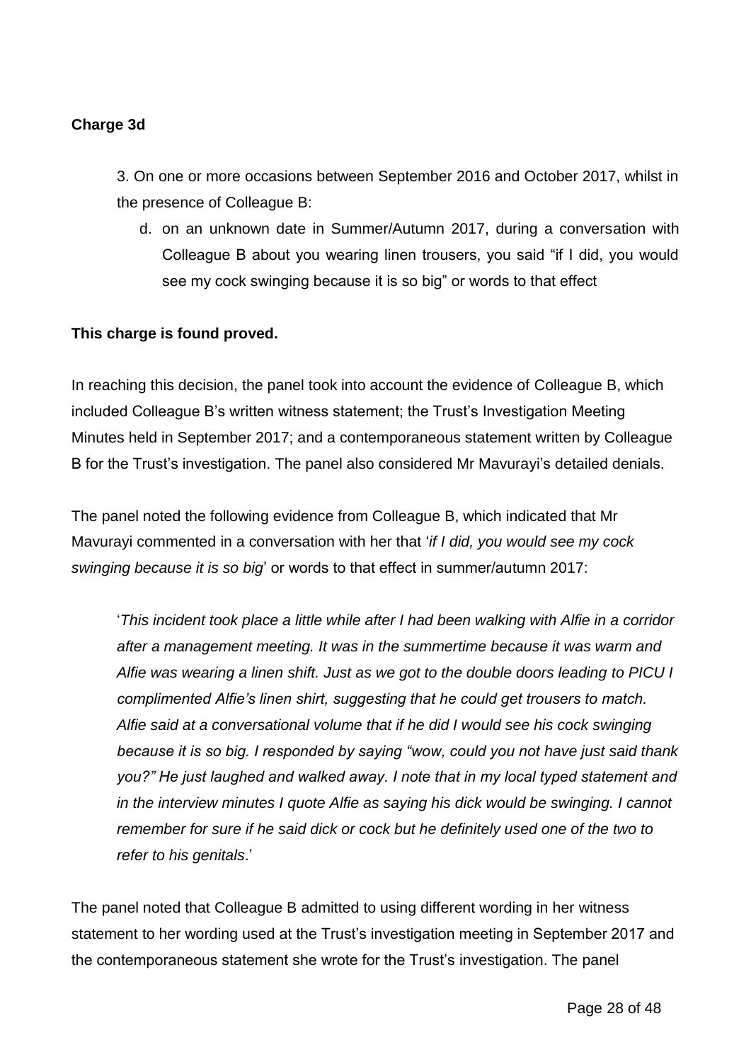**Charge 3d**

> 3. On one or more occasions between September 2016 and October 2017, whilst in the presence of Colleague B:
>
> d. on an unknown date in Summer/Autumn 2017, during a conversation with Colleague B about you wearing linen trousers, you said "if I did, you would see my cock swinging because it is so big" or words to that effect

**This charge is found proved.**

In reaching this decision, the panel took into account the evidence of Colleague B, which included Colleague B's written witness statement; the Trust's Investigation Meeting Minutes held in September 2017; and a contemporaneous statement written by Colleague B for the Trust's investigation. The panel also considered Mr Mavurayi's detailed denials.

The panel noted the following evidence from Colleague B, which indicated that Mr Mavurayi commented in a conversation with her that '*if I did, you would see my cock swinging because it is so big*' or words to that effect in summer/autumn 2017:

> '*This incident took place a little while after I had been walking with Alfie in a corridor after a management meeting. It was in the summertime because it was warm and Alfie was wearing a linen shift. Just as we got to the double doors leading to PICU I complimented Alfie's linen shirt, suggesting that he could get trousers to match. Alfie said at a conversational volume that if he did I would see his cock swinging because it is so big. I responded by saying "wow, could you not have just said thank you?" He just laughed and walked away. I note that in my local typed statement and in the interview minutes I quote Alfie as saying his dick would be swinging. I cannot remember for sure if he said dick or cock but he definitely used one of the two to refer to his genitals*.'

The panel noted that Colleague B admitted to using different wording in her witness statement to her wording used at the Trust's investigation meeting in September 2017 and the contemporaneous statement she wrote for the Trust's investigation. The panel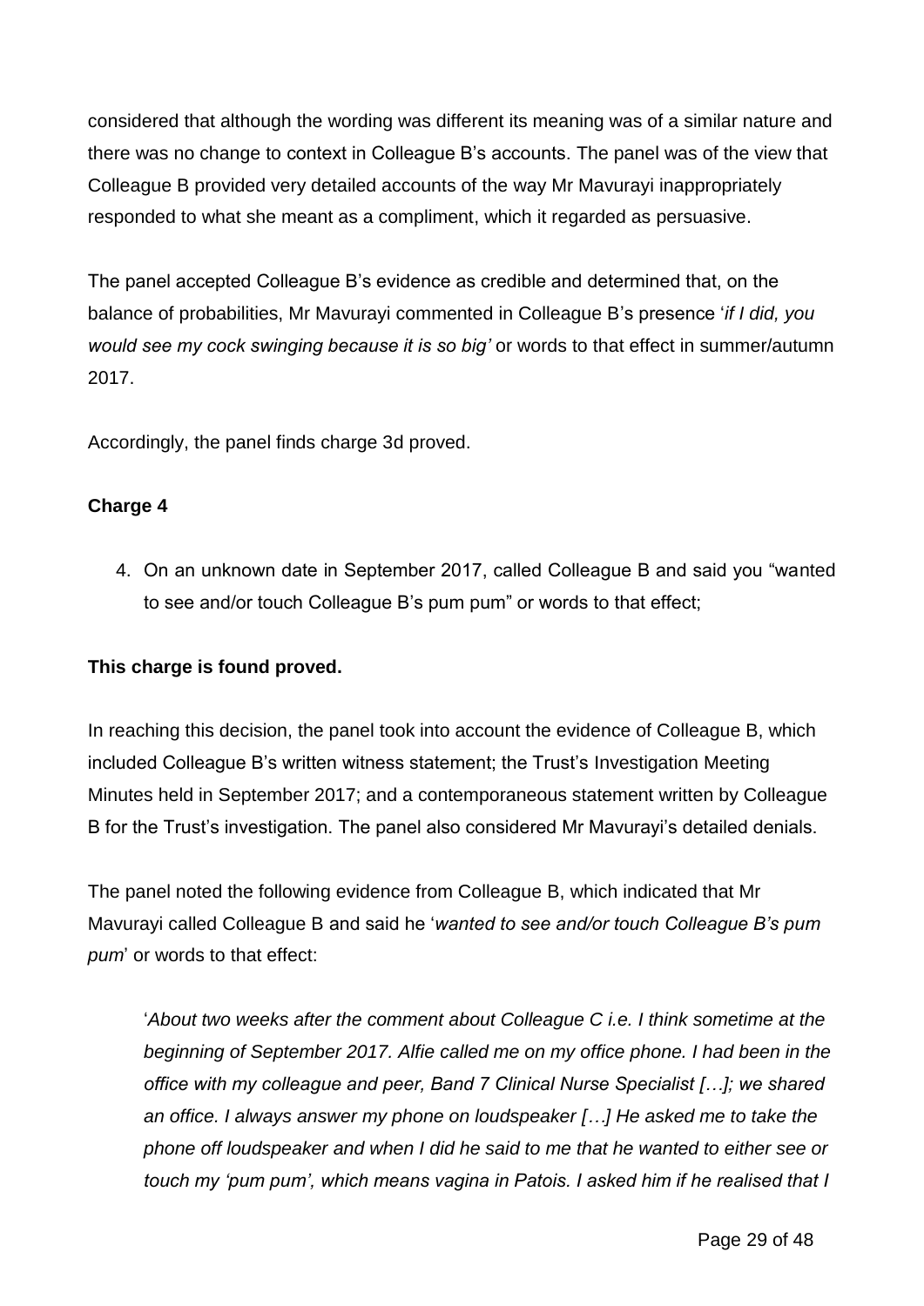considered that although the wording was different its meaning was of a similar nature and there was no change to context in Colleague B's accounts. The panel was of the view that Colleague B provided very detailed accounts of the way Mr Mavurayi inappropriately responded to what she meant as a compliment, which it regarded as persuasive.

The panel accepted Colleague B's evidence as credible and determined that, on the balance of probabilities, Mr Mavurayi commented in Colleague B's presence '*if I did, you would see my cock swinging because it is so big'* or words to that effect in summer/autumn 2017.

Accordingly, the panel finds charge 3d proved.

**Charge 4**

4. On an unknown date in September 2017, called Colleague B and said you "wanted to see and/or touch Colleague B's pum pum" or words to that effect;

**This charge is found proved.**

In reaching this decision, the panel took into account the evidence of Colleague B, which included Colleague B's written witness statement; the Trust's Investigation Meeting Minutes held in September 2017; and a contemporaneous statement written by Colleague B for the Trust's investigation. The panel also considered Mr Mavurayi's detailed denials.

The panel noted the following evidence from Colleague B, which indicated that Mr Mavurayi called Colleague B and said he '*wanted to see and/or touch Colleague B's pum pum*' or words to that effect:

> '*About two weeks after the comment about Colleague C i.e. I think sometime at the beginning of September 2017. Alfie called me on my office phone. I had been in the office with my colleague and peer, Band 7 Clinical Nurse Specialist […]; we shared an office. I always answer my phone on loudspeaker […] He asked me to take the phone off loudspeaker and when I did he said to me that he wanted to either see or touch my 'pum pum', which means vagina in Patois. I asked him if he realised that I*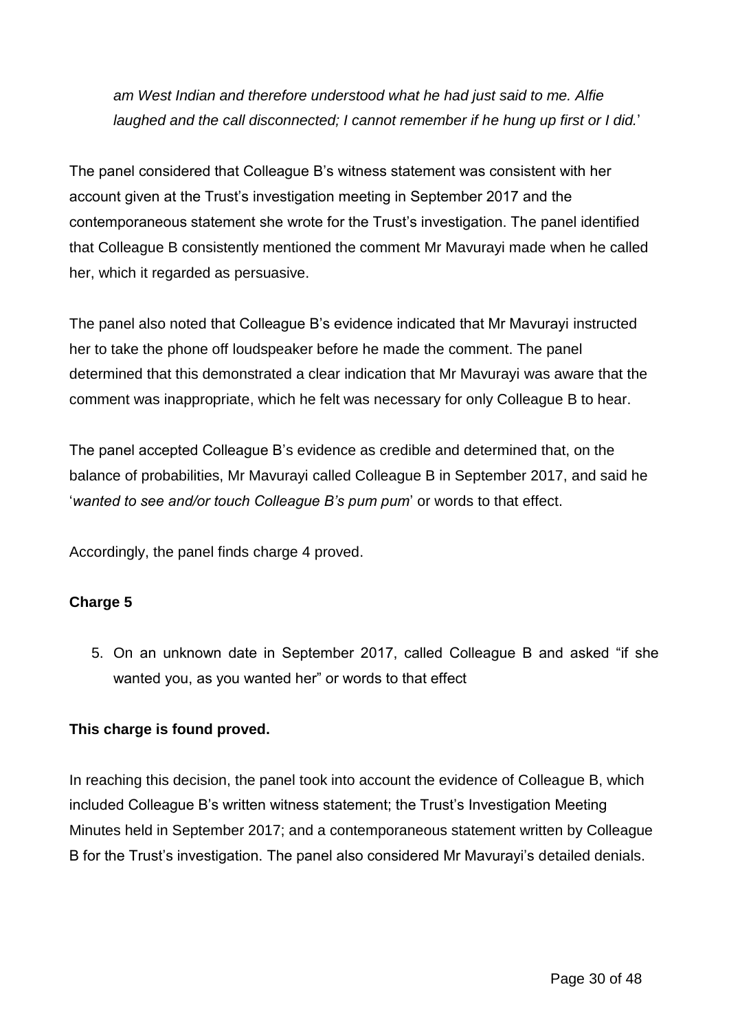*am West Indian and therefore understood what he had just said to me. Alfie laughed and the call disconnected; I cannot remember if he hung up first or I did.*'

The panel considered that Colleague B's witness statement was consistent with her account given at the Trust's investigation meeting in September 2017 and the contemporaneous statement she wrote for the Trust's investigation. The panel identified that Colleague B consistently mentioned the comment Mr Mavurayi made when he called her, which it regarded as persuasive.

The panel also noted that Colleague B's evidence indicated that Mr Mavurayi instructed her to take the phone off loudspeaker before he made the comment. The panel determined that this demonstrated a clear indication that Mr Mavurayi was aware that the comment was inappropriate, which he felt was necessary for only Colleague B to hear.

The panel accepted Colleague B's evidence as credible and determined that, on the balance of probabilities, Mr Mavurayi called Colleague B in September 2017, and said he '*wanted to see and/or touch Colleague B's pum pum*' or words to that effect.

Accordingly, the panel finds charge 4 proved.

**Charge 5**

5. On an unknown date in September 2017, called Colleague B and asked "if she wanted you, as you wanted her" or words to that effect

**This charge is found proved.**

In reaching this decision, the panel took into account the evidence of Colleague B, which included Colleague B's written witness statement; the Trust's Investigation Meeting Minutes held in September 2017; and a contemporaneous statement written by Colleague B for the Trust's investigation. The panel also considered Mr Mavurayi's detailed denials.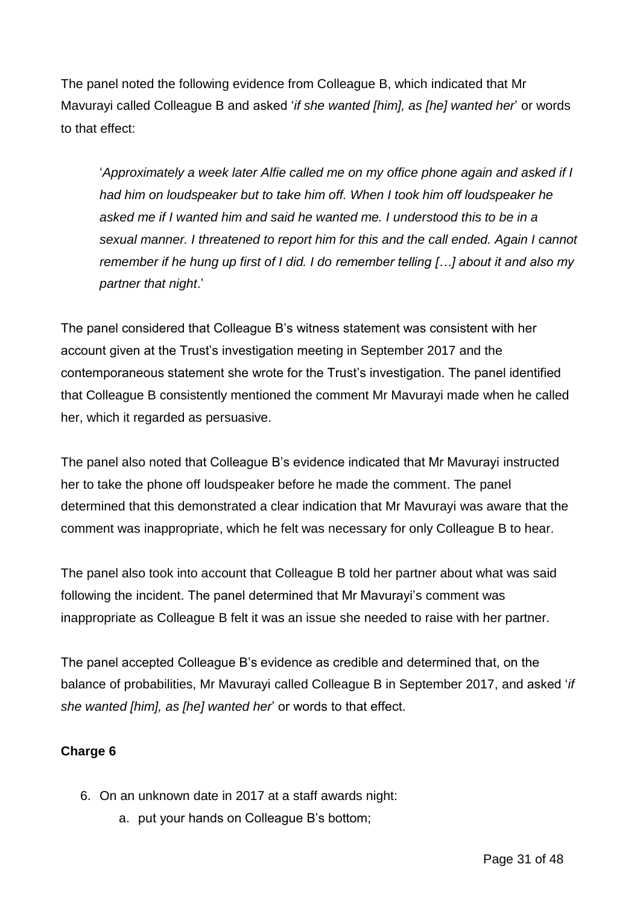The panel noted the following evidence from Colleague B, which indicated that Mr Mavurayi called Colleague B and asked '*if she wanted [him], as [he] wanted her*' or words to that effect:

> '*Approximately a week later Alfie called me on my office phone again and asked if I had him on loudspeaker but to take him off. When I took him off loudspeaker he asked me if I wanted him and said he wanted me. I understood this to be in a sexual manner. I threatened to report him for this and the call ended. Again I cannot remember if he hung up first of I did. I do remember telling […] about it and also my partner that night*.'

The panel considered that Colleague B's witness statement was consistent with her account given at the Trust's investigation meeting in September 2017 and the contemporaneous statement she wrote for the Trust's investigation. The panel identified that Colleague B consistently mentioned the comment Mr Mavurayi made when he called her, which it regarded as persuasive.

The panel also noted that Colleague B's evidence indicated that Mr Mavurayi instructed her to take the phone off loudspeaker before he made the comment. The panel determined that this demonstrated a clear indication that Mr Mavurayi was aware that the comment was inappropriate, which he felt was necessary for only Colleague B to hear.

The panel also took into account that Colleague B told her partner about what was said following the incident. The panel determined that Mr Mavurayi's comment was inappropriate as Colleague B felt it was an issue she needed to raise with her partner.

The panel accepted Colleague B's evidence as credible and determined that, on the balance of probabilities, Mr Mavurayi called Colleague B in September 2017, and asked '*if she wanted [him], as [he] wanted her*' or words to that effect.

**Charge 6**

6. On an unknown date in 2017 at a staff awards night:
    a. put your hands on Colleague B's bottom;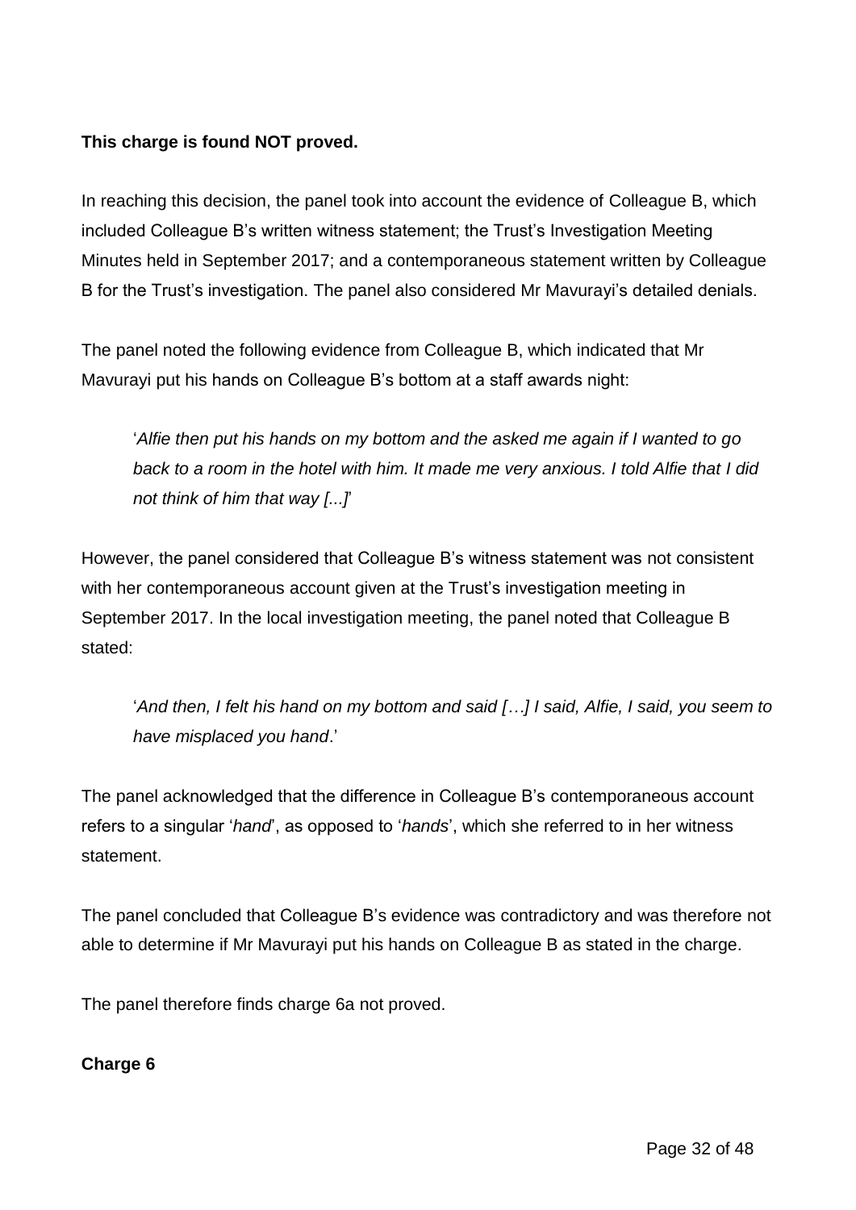**This charge is found NOT proved.**

In reaching this decision, the panel took into account the evidence of Colleague B, which included Colleague B's written witness statement; the Trust's Investigation Meeting Minutes held in September 2017; and a contemporaneous statement written by Colleague B for the Trust's investigation. The panel also considered Mr Mavurayi's detailed denials.

The panel noted the following evidence from Colleague B, which indicated that Mr Mavurayi put his hands on Colleague B's bottom at a staff awards night:

> '*Alfie then put his hands on my bottom and the asked me again if I wanted to go back to a room in the hotel with him. It made me very anxious. I told Alfie that I did not think of him that way [...]*'

However, the panel considered that Colleague B's witness statement was not consistent with her contemporaneous account given at the Trust's investigation meeting in September 2017. In the local investigation meeting, the panel noted that Colleague B stated:

> '*And then, I felt his hand on my bottom and said […] I said, Alfie, I said, you seem to have misplaced you hand*.'

The panel acknowledged that the difference in Colleague B's contemporaneous account refers to a singular '*hand*', as opposed to '*hands*', which she referred to in her witness statement.

The panel concluded that Colleague B's evidence was contradictory and was therefore not able to determine if Mr Mavurayi put his hands on Colleague B as stated in the charge.

The panel therefore finds charge 6a not proved.

**Charge 6**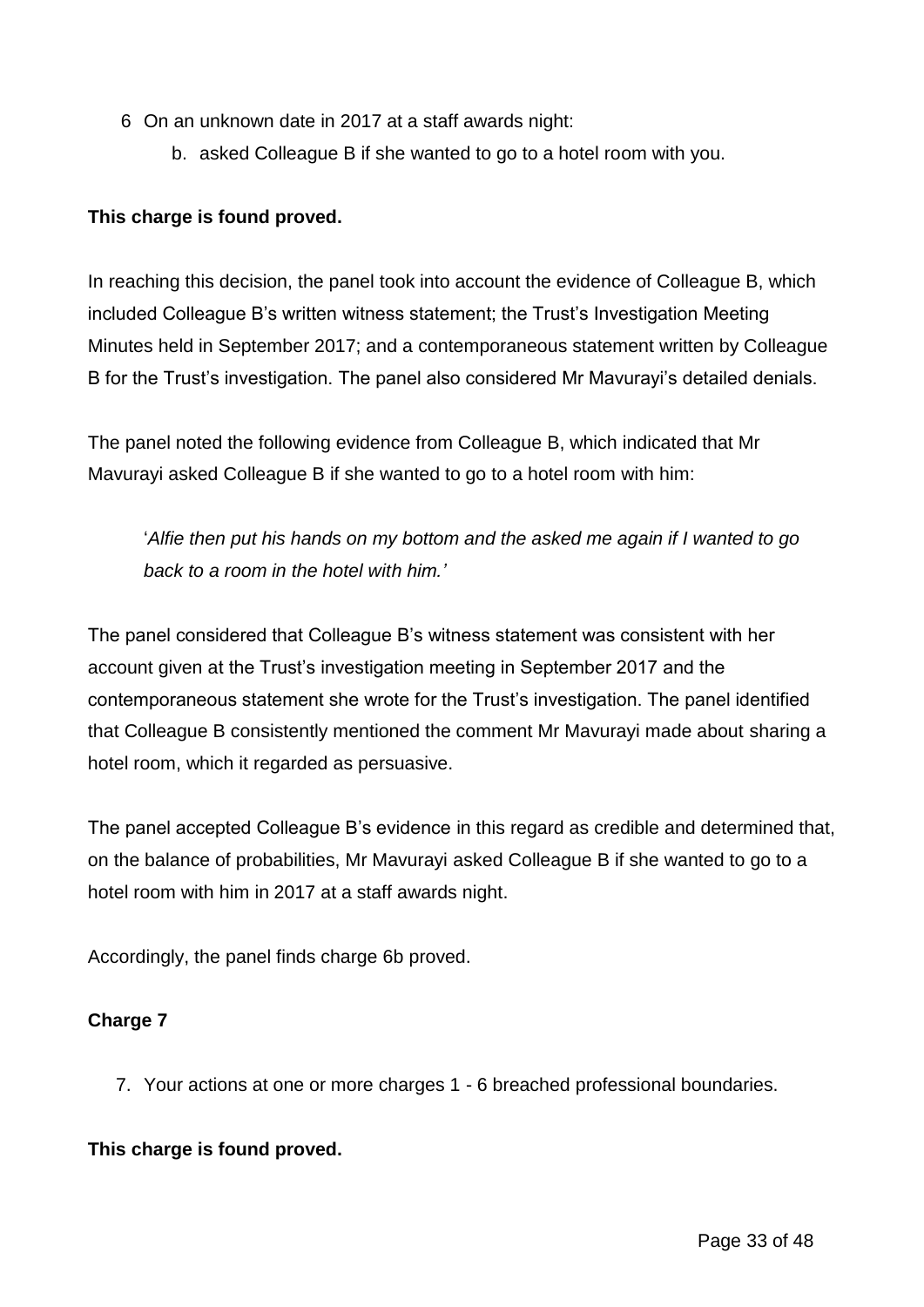6 On an unknown date in 2017 at a staff awards night:

   b. asked Colleague B if she wanted to go to a hotel room with you.

**This charge is found proved.**

In reaching this decision, the panel took into account the evidence of Colleague B, which included Colleague B's written witness statement; the Trust's Investigation Meeting Minutes held in September 2017; and a contemporaneous statement written by Colleague B for the Trust's investigation. The panel also considered Mr Mavurayi's detailed denials.

The panel noted the following evidence from Colleague B, which indicated that Mr Mavurayi asked Colleague B if she wanted to go to a hotel room with him:

> '*Alfie then put his hands on my bottom and the asked me again if I wanted to go back to a room in the hotel with him.'*

The panel considered that Colleague B's witness statement was consistent with her account given at the Trust's investigation meeting in September 2017 and the contemporaneous statement she wrote for the Trust's investigation. The panel identified that Colleague B consistently mentioned the comment Mr Mavurayi made about sharing a hotel room, which it regarded as persuasive.

The panel accepted Colleague B's evidence in this regard as credible and determined that, on the balance of probabilities, Mr Mavurayi asked Colleague B if she wanted to go to a hotel room with him in 2017 at a staff awards night.

Accordingly, the panel finds charge 6b proved.

**Charge 7**

7. Your actions at one or more charges 1 - 6 breached professional boundaries.

**This charge is found proved.**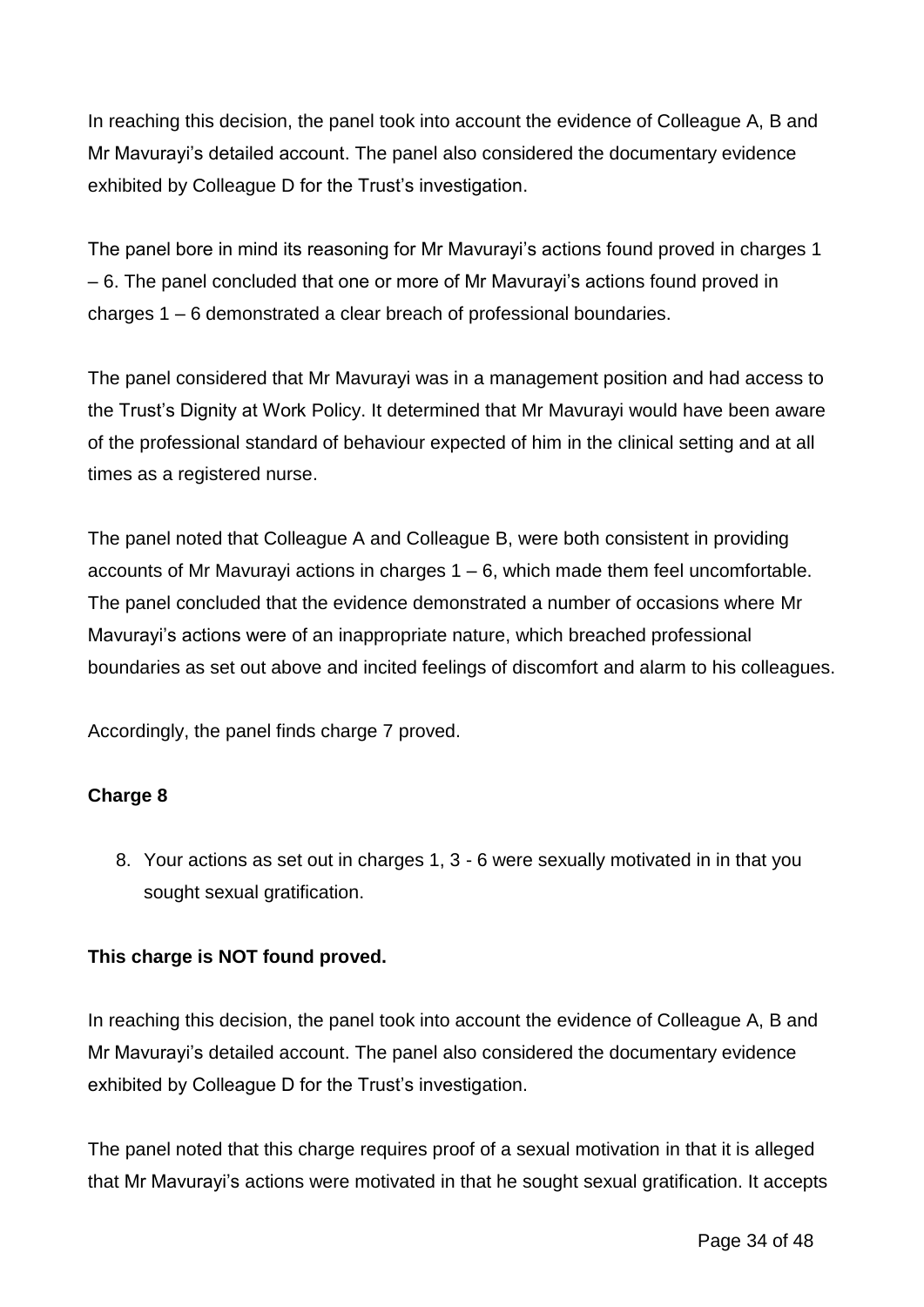In reaching this decision, the panel took into account the evidence of Colleague A, B and Mr Mavurayi's detailed account. The panel also considered the documentary evidence exhibited by Colleague D for the Trust's investigation.

The panel bore in mind its reasoning for Mr Mavurayi's actions found proved in charges 1 – 6. The panel concluded that one or more of Mr Mavurayi's actions found proved in charges 1 – 6 demonstrated a clear breach of professional boundaries.

The panel considered that Mr Mavurayi was in a management position and had access to the Trust's Dignity at Work Policy. It determined that Mr Mavurayi would have been aware of the professional standard of behaviour expected of him in the clinical setting and at all times as a registered nurse.

The panel noted that Colleague A and Colleague B, were both consistent in providing accounts of Mr Mavurayi actions in charges 1 – 6, which made them feel uncomfortable. The panel concluded that the evidence demonstrated a number of occasions where Mr Mavurayi's actions were of an inappropriate nature, which breached professional boundaries as set out above and incited feelings of discomfort and alarm to his colleagues.

Accordingly, the panel finds charge 7 proved.

**Charge 8**

8. Your actions as set out in charges 1, 3 - 6 were sexually motivated in in that you sought sexual gratification.

**This charge is NOT found proved.**

In reaching this decision, the panel took into account the evidence of Colleague A, B and Mr Mavurayi's detailed account. The panel also considered the documentary evidence exhibited by Colleague D for the Trust's investigation.

The panel noted that this charge requires proof of a sexual motivation in that it is alleged that Mr Mavurayi's actions were motivated in that he sought sexual gratification. It accepts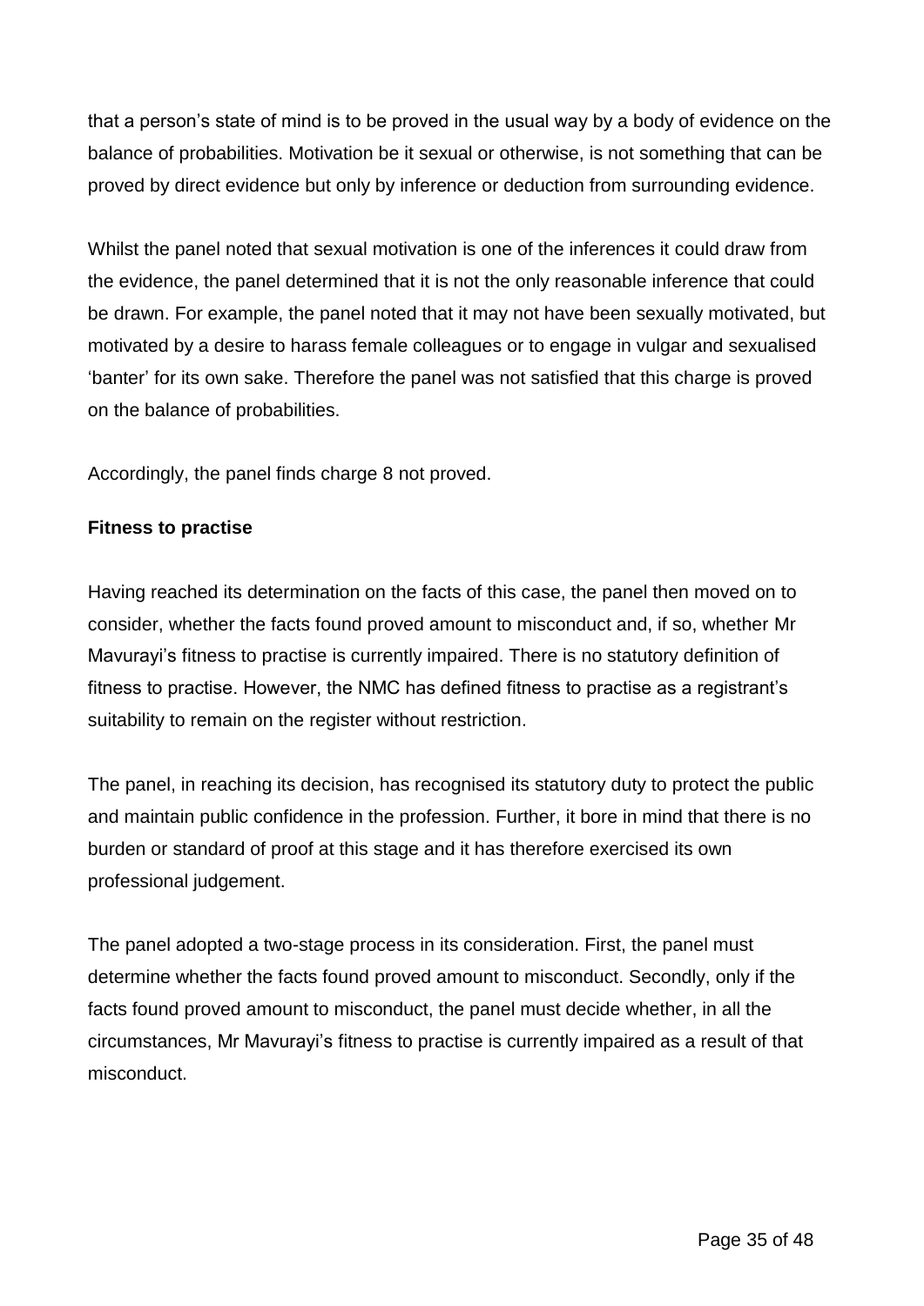that a person's state of mind is to be proved in the usual way by a body of evidence on the balance of probabilities. Motivation be it sexual or otherwise, is not something that can be proved by direct evidence but only by inference or deduction from surrounding evidence.

Whilst the panel noted that sexual motivation is one of the inferences it could draw from the evidence, the panel determined that it is not the only reasonable inference that could be drawn. For example, the panel noted that it may not have been sexually motivated, but motivated by a desire to harass female colleagues or to engage in vulgar and sexualised 'banter' for its own sake. Therefore the panel was not satisfied that this charge is proved on the balance of probabilities.

Accordingly, the panel finds charge 8 not proved.

**Fitness to practise**

Having reached its determination on the facts of this case, the panel then moved on to consider, whether the facts found proved amount to misconduct and, if so, whether Mr Mavurayi's fitness to practise is currently impaired. There is no statutory definition of fitness to practise. However, the NMC has defined fitness to practise as a registrant's suitability to remain on the register without restriction.

The panel, in reaching its decision, has recognised its statutory duty to protect the public and maintain public confidence in the profession. Further, it bore in mind that there is no burden or standard of proof at this stage and it has therefore exercised its own professional judgement.

The panel adopted a two-stage process in its consideration. First, the panel must determine whether the facts found proved amount to misconduct. Secondly, only if the facts found proved amount to misconduct, the panel must decide whether, in all the circumstances, Mr Mavurayi's fitness to practise is currently impaired as a result of that misconduct.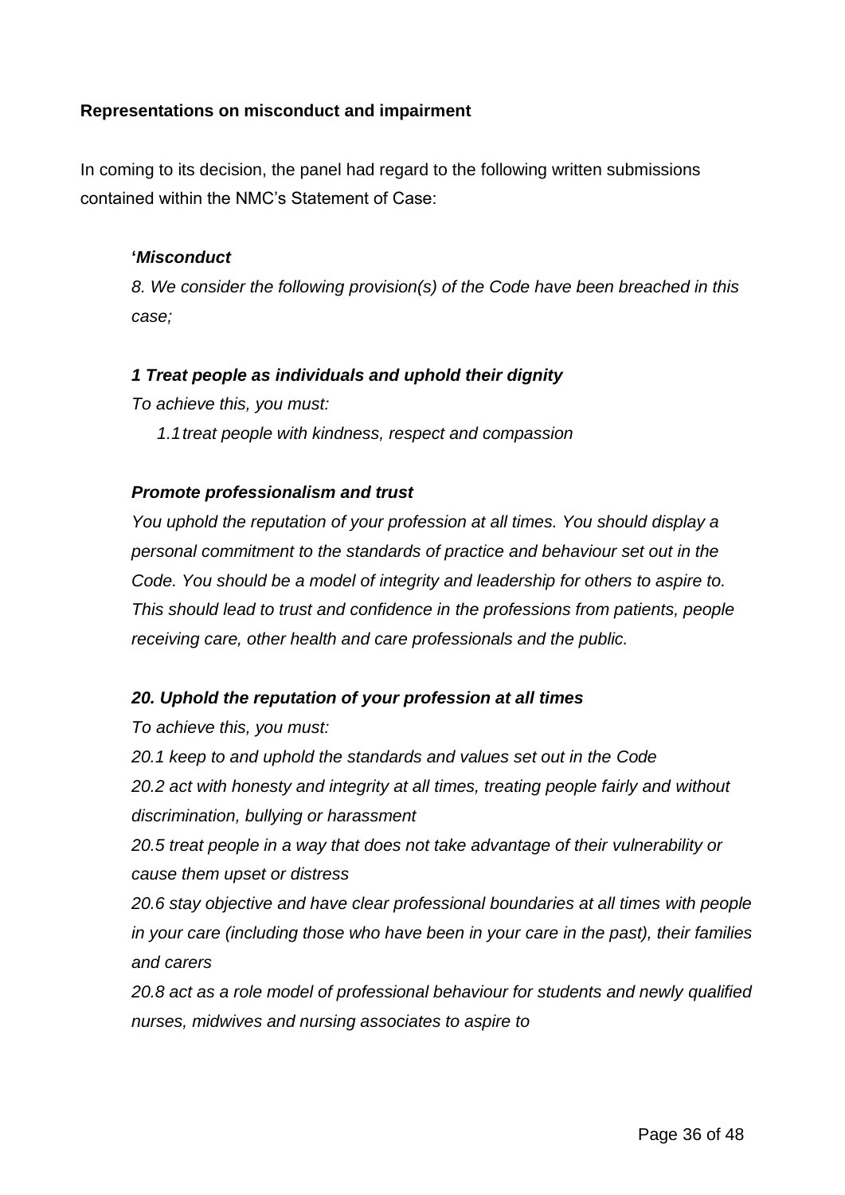**Representations on misconduct and impairment**

In coming to its decision, the panel had regard to the following written submissions contained within the NMC's Statement of Case:

> **'*Misconduct***
>
> *8. We consider the following provision(s) of the Code have been breached in this case;*
>
> ***1 Treat people as individuals and uphold their dignity***
>
> *To achieve this, you must:*
>
> *1.1 treat people with kindness, respect and compassion*
>
> ***Promote professionalism and trust***
>
> *You uphold the reputation of your profession at all times. You should display a personal commitment to the standards of practice and behaviour set out in the Code. You should be a model of integrity and leadership for others to aspire to. This should lead to trust and confidence in the professions from patients, people receiving care, other health and care professionals and the public.*
>
> ***20. Uphold the reputation of your profession at all times***
>
> *To achieve this, you must:*
>
> *20.1 keep to and uphold the standards and values set out in the Code*
>
> *20.2 act with honesty and integrity at all times, treating people fairly and without discrimination, bullying or harassment*
>
> *20.5 treat people in a way that does not take advantage of their vulnerability or cause them upset or distress*
>
> *20.6 stay objective and have clear professional boundaries at all times with people in your care (including those who have been in your care in the past), their families and carers*
>
> *20.8 act as a role model of professional behaviour for students and newly qualified nurses, midwives and nursing associates to aspire to*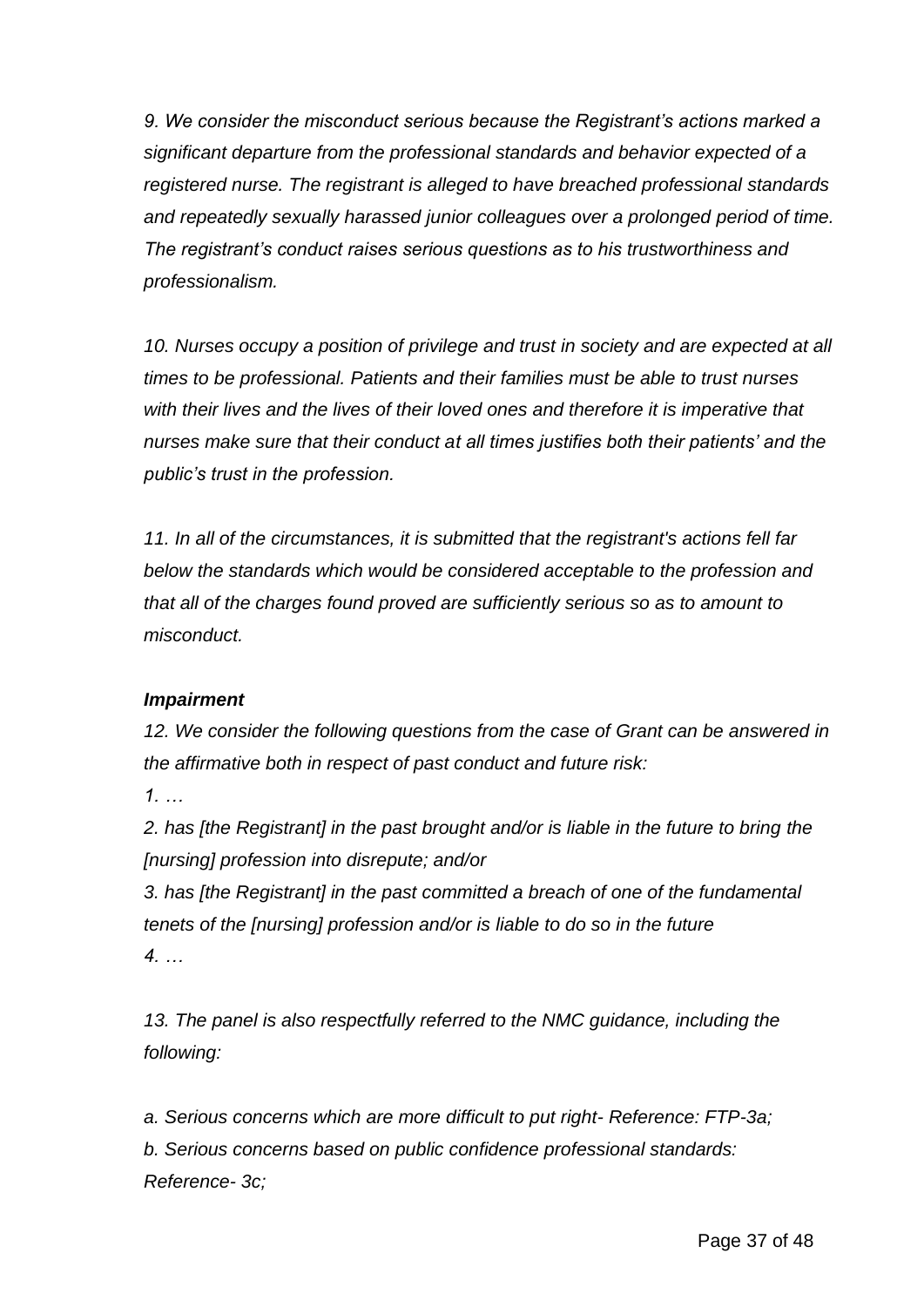*9. We consider the misconduct serious because the Registrant's actions marked a significant departure from the professional standards and behavior expected of a registered nurse. The registrant is alleged to have breached professional standards and repeatedly sexually harassed junior colleagues over a prolonged period of time. The registrant's conduct raises serious questions as to his trustworthiness and professionalism.*

*10. Nurses occupy a position of privilege and trust in society and are expected at all times to be professional. Patients and their families must be able to trust nurses with their lives and the lives of their loved ones and therefore it is imperative that nurses make sure that their conduct at all times justifies both their patients' and the public's trust in the profession.*

*11. In all of the circumstances, it is submitted that the registrant's actions fell far below the standards which would be considered acceptable to the profession and that all of the charges found proved are sufficiently serious so as to amount to misconduct.*

***Impairment***

*12. We consider the following questions from the case of Grant can be answered in the affirmative both in respect of past conduct and future risk:*

*1. …*

*2. has [the Registrant] in the past brought and/or is liable in the future to bring the [nursing] profession into disrepute; and/or*

*3. has [the Registrant] in the past committed a breach of one of the fundamental tenets of the [nursing] profession and/or is liable to do so in the future*

*4. …*

*13. The panel is also respectfully referred to the NMC guidance, including the following:*

*a. Serious concerns which are more difficult to put right- Reference: FTP-3a;*

*b. Serious concerns based on public confidence professional standards: Reference- 3c;*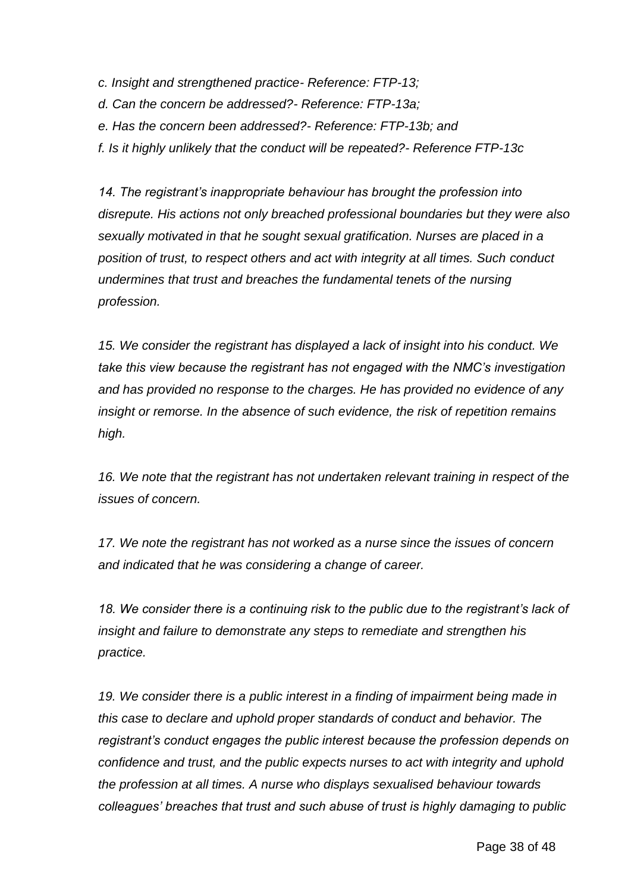*c. Insight and strengthened practice- Reference: FTP-13;*

*d. Can the concern be addressed?- Reference: FTP-13a;*

*e. Has the concern been addressed?- Reference: FTP-13b; and*

*f. Is it highly unlikely that the conduct will be repeated?- Reference FTP-13c*

*14. The registrant's inappropriate behaviour has brought the profession into disrepute. His actions not only breached professional boundaries but they were also sexually motivated in that he sought sexual gratification. Nurses are placed in a position of trust, to respect others and act with integrity at all times. Such conduct undermines that trust and breaches the fundamental tenets of the nursing profession.*

*15. We consider the registrant has displayed a lack of insight into his conduct. We take this view because the registrant has not engaged with the NMC's investigation and has provided no response to the charges. He has provided no evidence of any insight or remorse. In the absence of such evidence, the risk of repetition remains high.*

*16. We note that the registrant has not undertaken relevant training in respect of the issues of concern.*

*17. We note the registrant has not worked as a nurse since the issues of concern and indicated that he was considering a change of career.*

*18. We consider there is a continuing risk to the public due to the registrant's lack of insight and failure to demonstrate any steps to remediate and strengthen his practice.*

*19. We consider there is a public interest in a finding of impairment being made in this case to declare and uphold proper standards of conduct and behavior. The registrant's conduct engages the public interest because the profession depends on confidence and trust, and the public expects nurses to act with integrity and uphold the profession at all times. A nurse who displays sexualised behaviour towards colleagues' breaches that trust and such abuse of trust is highly damaging to public*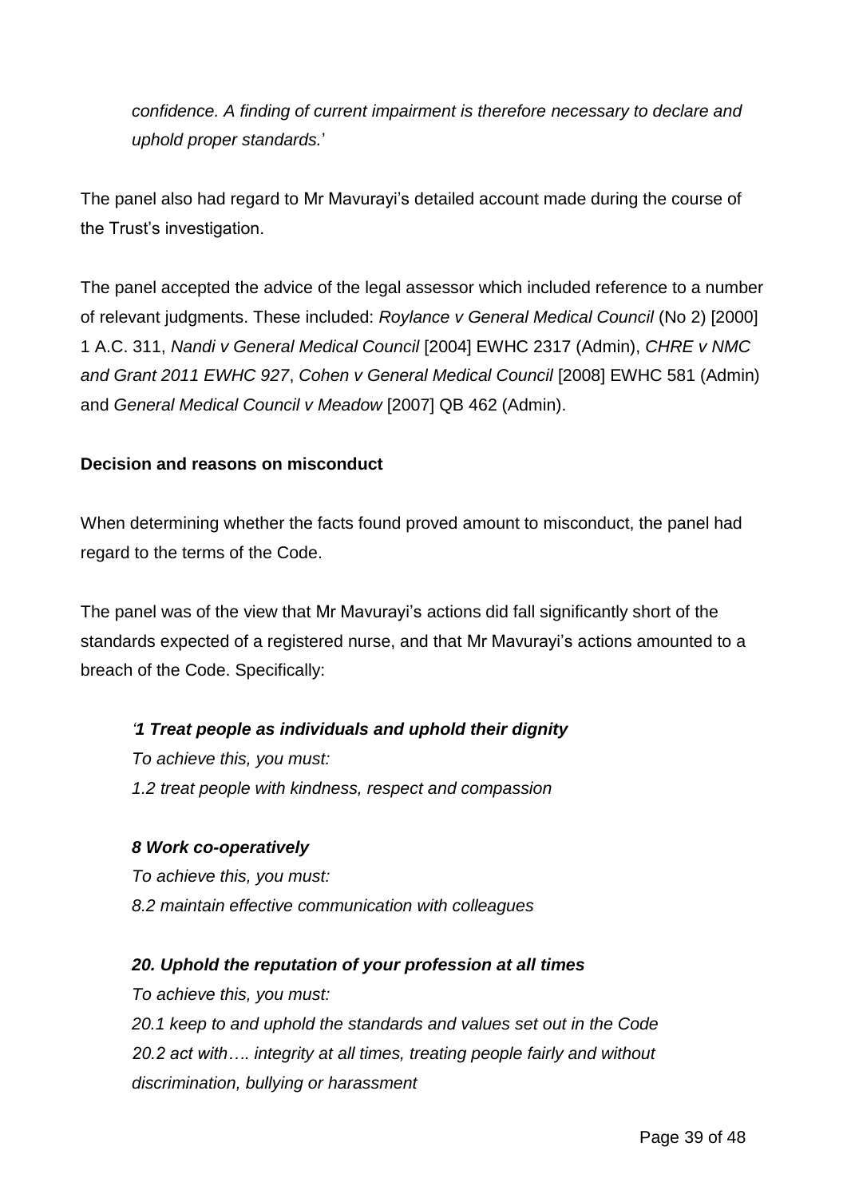*confidence. A finding of current impairment is therefore necessary to declare and uphold proper standards.*'

The panel also had regard to Mr Mavurayi's detailed account made during the course of the Trust's investigation.

The panel accepted the advice of the legal assessor which included reference to a number of relevant judgments. These included: *Roylance v General Medical Council* (No 2) [2000] 1 A.C. 311, *Nandi v General Medical Council* [2004] EWHC 2317 (Admin), *CHRE v NMC and Grant 2011 EWHC 927*, *Cohen v General Medical Council* [2008] EWHC 581 (Admin) and *General Medical Council v Meadow* [2007] QB 462 (Admin).

**Decision and reasons on misconduct**

When determining whether the facts found proved amount to misconduct, the panel had regard to the terms of the Code.

The panel was of the view that Mr Mavurayi's actions did fall significantly short of the standards expected of a registered nurse, and that Mr Mavurayi's actions amounted to a breach of the Code. Specifically:

> ***'1 Treat people as individuals and uphold their dignity***
> *To achieve this, you must:*
> *1.2 treat people with kindness, respect and compassion*
>
> ***8 Work co-operatively***
> *To achieve this, you must:*
> *8.2 maintain effective communication with colleagues*
>
> ***20. Uphold the reputation of your profession at all times***
> *To achieve this, you must:*
> *20.1 keep to and uphold the standards and values set out in the Code*
> *20.2 act with…. integrity at all times, treating people fairly and without discrimination, bullying or harassment*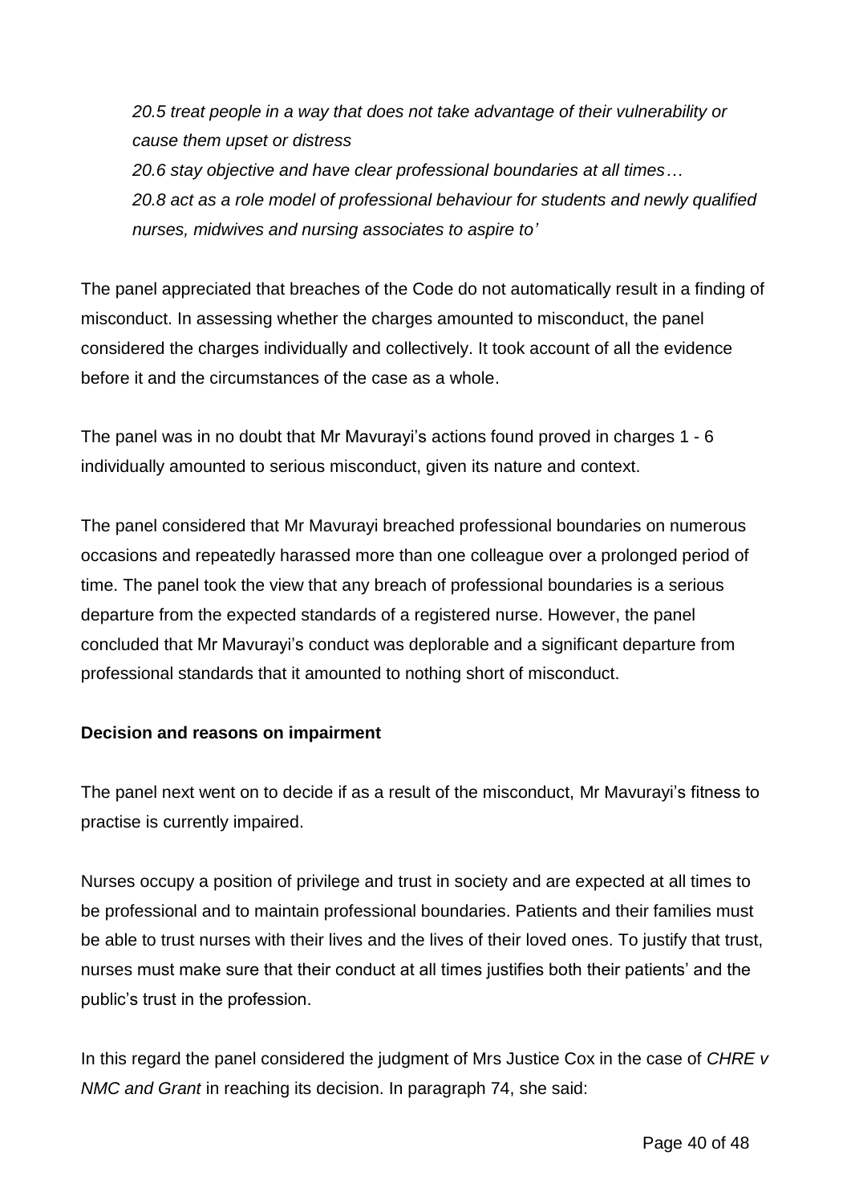*20.5 treat people in a way that does not take advantage of their vulnerability or cause them upset or distress*
*20.6 stay objective and have clear professional boundaries at all times…*
*20.8 act as a role model of professional behaviour for students and newly qualified nurses, midwives and nursing associates to aspire to'*

The panel appreciated that breaches of the Code do not automatically result in a finding of misconduct. In assessing whether the charges amounted to misconduct, the panel considered the charges individually and collectively. It took account of all the evidence before it and the circumstances of the case as a whole.

The panel was in no doubt that Mr Mavurayi's actions found proved in charges 1 - 6 individually amounted to serious misconduct, given its nature and context.

The panel considered that Mr Mavurayi breached professional boundaries on numerous occasions and repeatedly harassed more than one colleague over a prolonged period of time. The panel took the view that any breach of professional boundaries is a serious departure from the expected standards of a registered nurse. However, the panel concluded that Mr Mavurayi's conduct was deplorable and a significant departure from professional standards that it amounted to nothing short of misconduct.

**Decision and reasons on impairment**

The panel next went on to decide if as a result of the misconduct, Mr Mavurayi's fitness to practise is currently impaired.

Nurses occupy a position of privilege and trust in society and are expected at all times to be professional and to maintain professional boundaries. Patients and their families must be able to trust nurses with their lives and the lives of their loved ones. To justify that trust, nurses must make sure that their conduct at all times justifies both their patients' and the public's trust in the profession.

In this regard the panel considered the judgment of Mrs Justice Cox in the case of *CHRE v NMC and Grant* in reaching its decision. In paragraph 74, she said: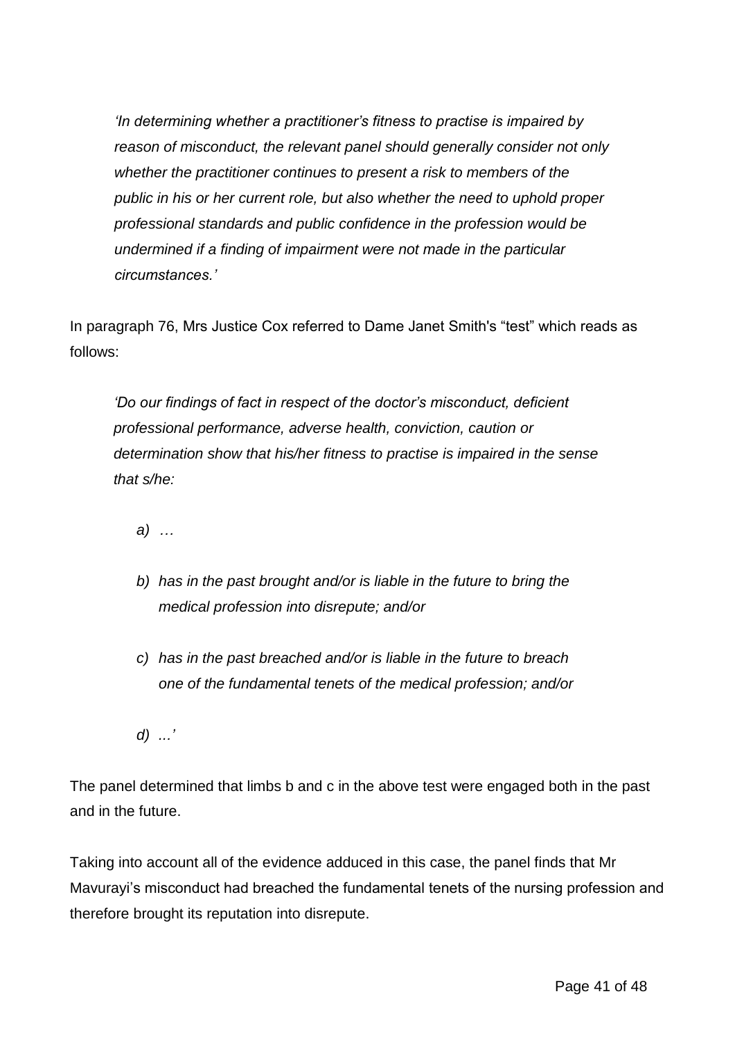> *'In determining whether a practitioner's fitness to practise is impaired by reason of misconduct, the relevant panel should generally consider not only whether the practitioner continues to present a risk to members of the public in his or her current role, but also whether the need to uphold proper professional standards and public confidence in the profession would be undermined if a finding of impairment were not made in the particular circumstances.'*

In paragraph 76, Mrs Justice Cox referred to Dame Janet Smith's "test" which reads as follows:

> *'Do our findings of fact in respect of the doctor's misconduct, deficient professional performance, adverse health, conviction, caution or determination show that his/her fitness to practise is impaired in the sense that s/he:*
>
> *a) …*
>
> *b) has in the past brought and/or is liable in the future to bring the medical profession into disrepute; and/or*
>
> *c) has in the past breached and/or is liable in the future to breach one of the fundamental tenets of the medical profession; and/or*
>
> *d) ...'*

The panel determined that limbs b and c in the above test were engaged both in the past and in the future.

Taking into account all of the evidence adduced in this case, the panel finds that Mr Mavurayi's misconduct had breached the fundamental tenets of the nursing profession and therefore brought its reputation into disrepute.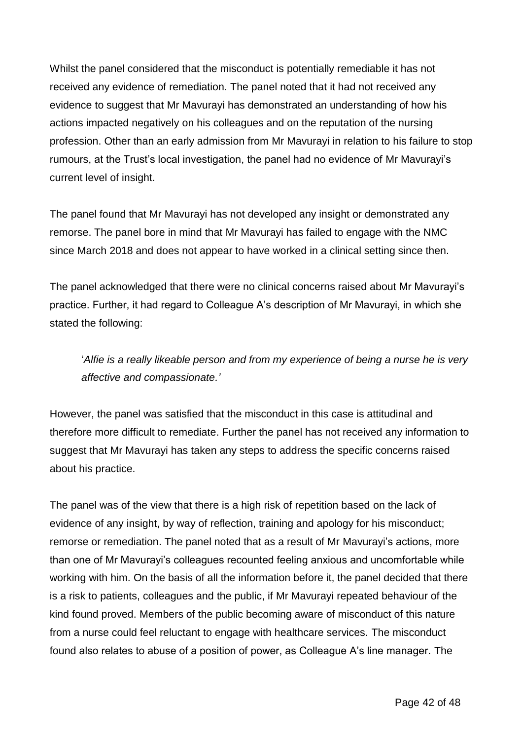Whilst the panel considered that the misconduct is potentially remediable it has not received any evidence of remediation. The panel noted that it had not received any evidence to suggest that Mr Mavurayi has demonstrated an understanding of how his actions impacted negatively on his colleagues and on the reputation of the nursing profession. Other than an early admission from Mr Mavurayi in relation to his failure to stop rumours, at the Trust's local investigation, the panel had no evidence of Mr Mavurayi's current level of insight.

The panel found that Mr Mavurayi has not developed any insight or demonstrated any remorse. The panel bore in mind that Mr Mavurayi has failed to engage with the NMC since March 2018 and does not appear to have worked in a clinical setting since then.

The panel acknowledged that there were no clinical concerns raised about Mr Mavurayi's practice. Further, it had regard to Colleague A's description of Mr Mavurayi, in which she stated the following:

> '*Alfie is a really likeable person and from my experience of being a nurse he is very affective and compassionate.'*

However, the panel was satisfied that the misconduct in this case is attitudinal and therefore more difficult to remediate. Further the panel has not received any information to suggest that Mr Mavurayi has taken any steps to address the specific concerns raised about his practice.

The panel was of the view that there is a high risk of repetition based on the lack of evidence of any insight, by way of reflection, training and apology for his misconduct; remorse or remediation. The panel noted that as a result of Mr Mavurayi's actions, more than one of Mr Mavurayi's colleagues recounted feeling anxious and uncomfortable while working with him. On the basis of all the information before it, the panel decided that there is a risk to patients, colleagues and the public, if Mr Mavurayi repeated behaviour of the kind found proved. Members of the public becoming aware of misconduct of this nature from a nurse could feel reluctant to engage with healthcare services. The misconduct found also relates to abuse of a position of power, as Colleague A's line manager. The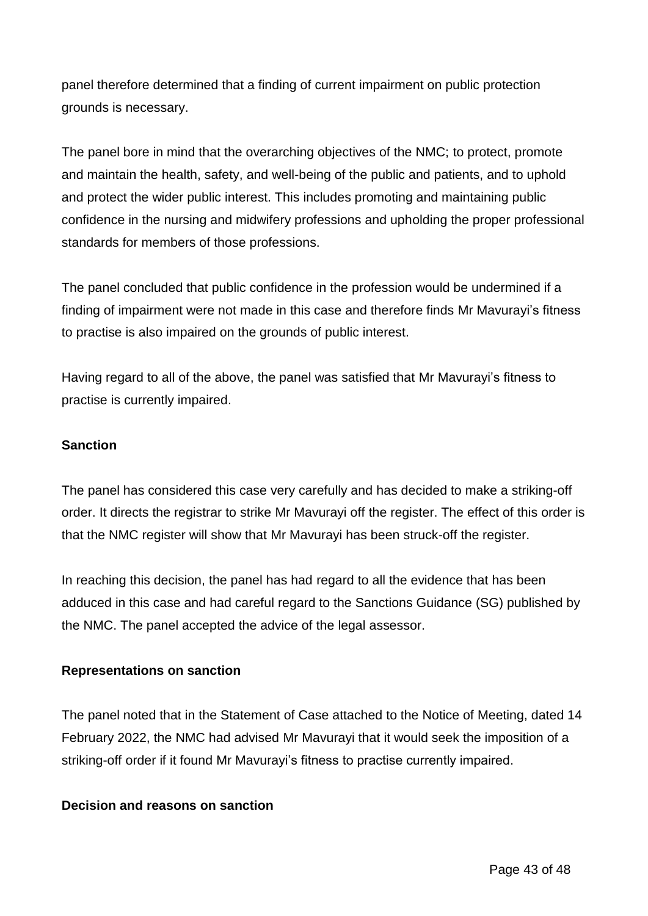panel therefore determined that a finding of current impairment on public protection grounds is necessary.

The panel bore in mind that the overarching objectives of the NMC; to protect, promote and maintain the health, safety, and well-being of the public and patients, and to uphold and protect the wider public interest. This includes promoting and maintaining public confidence in the nursing and midwifery professions and upholding the proper professional standards for members of those professions.

The panel concluded that public confidence in the profession would be undermined if a finding of impairment were not made in this case and therefore finds Mr Mavurayi's fitness to practise is also impaired on the grounds of public interest.

Having regard to all of the above, the panel was satisfied that Mr Mavurayi's fitness to practise is currently impaired.

**Sanction**

The panel has considered this case very carefully and has decided to make a striking-off order. It directs the registrar to strike Mr Mavurayi off the register. The effect of this order is that the NMC register will show that Mr Mavurayi has been struck-off the register.

In reaching this decision, the panel has had regard to all the evidence that has been adduced in this case and had careful regard to the Sanctions Guidance (SG) published by the NMC. The panel accepted the advice of the legal assessor.

**Representations on sanction**

The panel noted that in the Statement of Case attached to the Notice of Meeting, dated 14 February 2022, the NMC had advised Mr Mavurayi that it would seek the imposition of a striking-off order if it found Mr Mavurayi's fitness to practise currently impaired.

**Decision and reasons on sanction**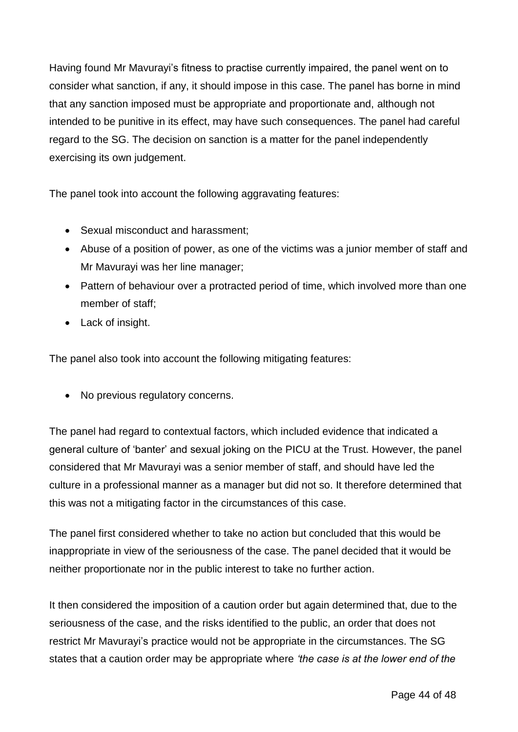Having found Mr Mavurayi's fitness to practise currently impaired, the panel went on to consider what sanction, if any, it should impose in this case. The panel has borne in mind that any sanction imposed must be appropriate and proportionate and, although not intended to be punitive in its effect, may have such consequences. The panel had careful regard to the SG. The decision on sanction is a matter for the panel independently exercising its own judgement.

The panel took into account the following aggravating features:

- Sexual misconduct and harassment;
- Abuse of a position of power, as one of the victims was a junior member of staff and Mr Mavurayi was her line manager;
- Pattern of behaviour over a protracted period of time, which involved more than one member of staff;
- Lack of insight.

The panel also took into account the following mitigating features:

- No previous regulatory concerns.

The panel had regard to contextual factors, which included evidence that indicated a general culture of 'banter' and sexual joking on the PICU at the Trust. However, the panel considered that Mr Mavurayi was a senior member of staff, and should have led the culture in a professional manner as a manager but did not so. It therefore determined that this was not a mitigating factor in the circumstances of this case.

The panel first considered whether to take no action but concluded that this would be inappropriate in view of the seriousness of the case. The panel decided that it would be neither proportionate nor in the public interest to take no further action.

It then considered the imposition of a caution order but again determined that, due to the seriousness of the case, and the risks identified to the public, an order that does not restrict Mr Mavurayi's practice would not be appropriate in the circumstances. The SG states that a caution order may be appropriate where *'the case is at the lower end of the*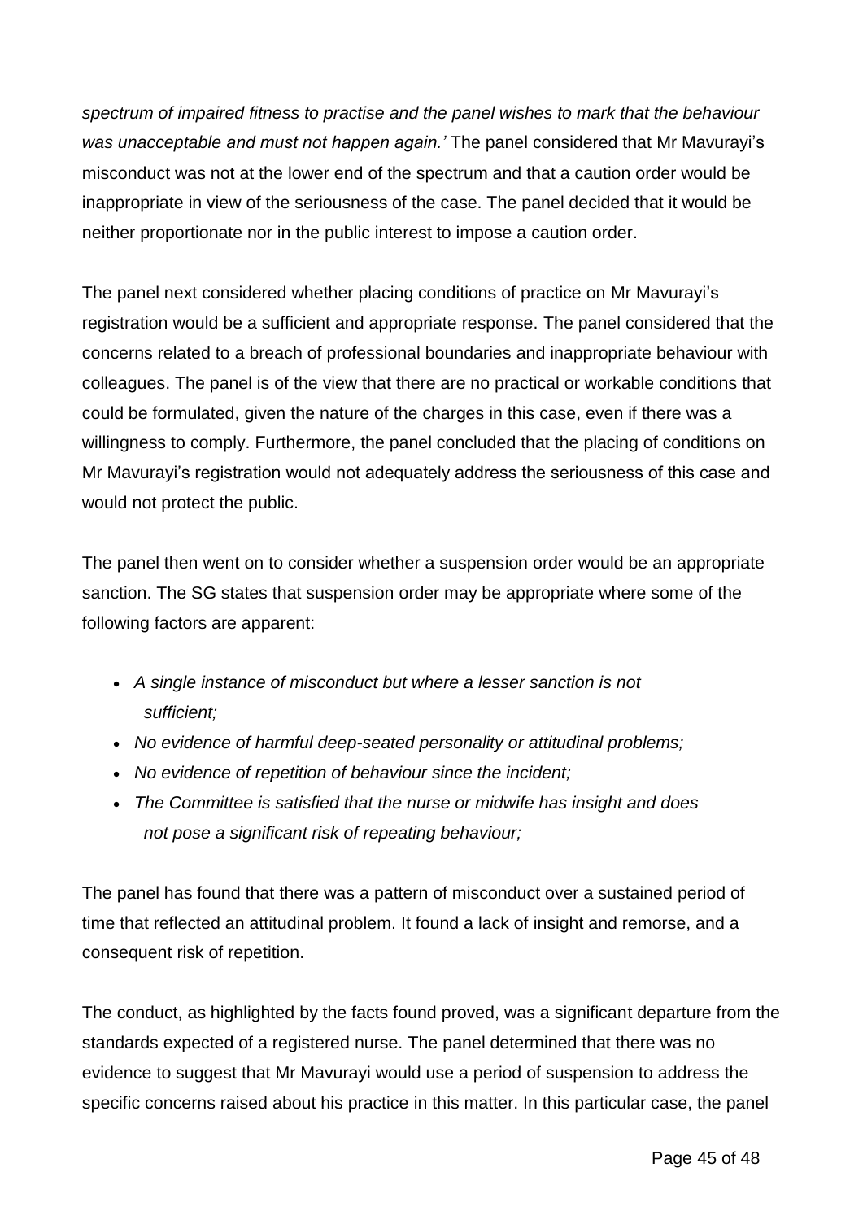*spectrum of impaired fitness to practise and the panel wishes to mark that the behaviour was unacceptable and must not happen again.'* The panel considered that Mr Mavurayi's misconduct was not at the lower end of the spectrum and that a caution order would be inappropriate in view of the seriousness of the case. The panel decided that it would be neither proportionate nor in the public interest to impose a caution order.

The panel next considered whether placing conditions of practice on Mr Mavurayi's registration would be a sufficient and appropriate response. The panel considered that the concerns related to a breach of professional boundaries and inappropriate behaviour with colleagues. The panel is of the view that there are no practical or workable conditions that could be formulated, given the nature of the charges in this case, even if there was a willingness to comply. Furthermore, the panel concluded that the placing of conditions on Mr Mavurayi's registration would not adequately address the seriousness of this case and would not protect the public.

The panel then went on to consider whether a suspension order would be an appropriate sanction. The SG states that suspension order may be appropriate where some of the following factors are apparent:

- *A single instance of misconduct but where a lesser sanction is not sufficient;*
- *No evidence of harmful deep-seated personality or attitudinal problems;*
- *No evidence of repetition of behaviour since the incident;*
- *The Committee is satisfied that the nurse or midwife has insight and does not pose a significant risk of repeating behaviour;*

The panel has found that there was a pattern of misconduct over a sustained period of time that reflected an attitudinal problem. It found a lack of insight and remorse, and a consequent risk of repetition.

The conduct, as highlighted by the facts found proved, was a significant departure from the standards expected of a registered nurse. The panel determined that there was no evidence to suggest that Mr Mavurayi would use a period of suspension to address the specific concerns raised about his practice in this matter. In this particular case, the panel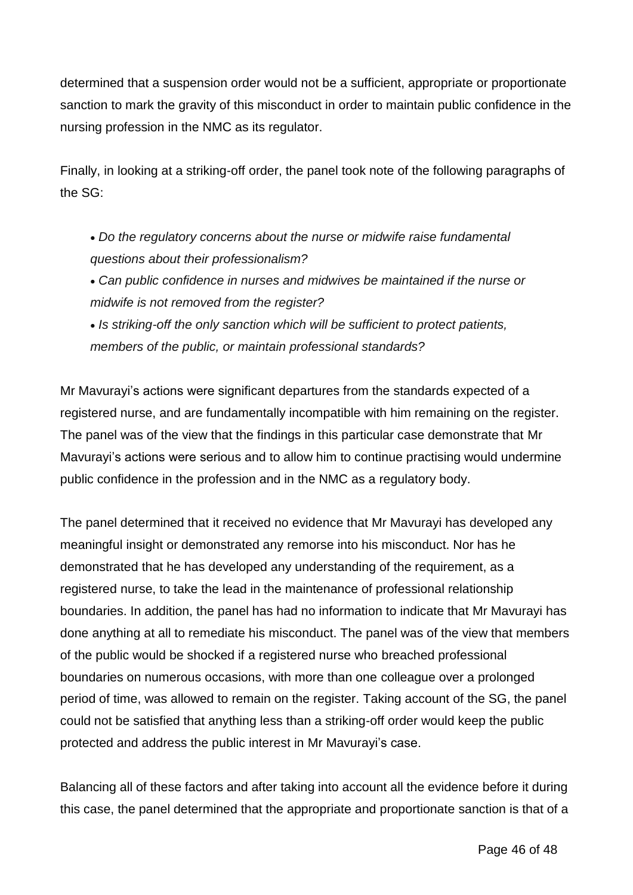determined that a suspension order would not be a sufficient, appropriate or proportionate sanction to mark the gravity of this misconduct in order to maintain public confidence in the nursing profession in the NMC as its regulator.

Finally, in looking at a striking-off order, the panel took note of the following paragraphs of the SG:

- *Do the regulatory concerns about the nurse or midwife raise fundamental questions about their professionalism?*
- *Can public confidence in nurses and midwives be maintained if the nurse or midwife is not removed from the register?*
- *Is striking-off the only sanction which will be sufficient to protect patients, members of the public, or maintain professional standards?*

Mr Mavurayi's actions were significant departures from the standards expected of a registered nurse, and are fundamentally incompatible with him remaining on the register. The panel was of the view that the findings in this particular case demonstrate that Mr Mavurayi's actions were serious and to allow him to continue practising would undermine public confidence in the profession and in the NMC as a regulatory body.

The panel determined that it received no evidence that Mr Mavurayi has developed any meaningful insight or demonstrated any remorse into his misconduct. Nor has he demonstrated that he has developed any understanding of the requirement, as a registered nurse, to take the lead in the maintenance of professional relationship boundaries. In addition, the panel has had no information to indicate that Mr Mavurayi has done anything at all to remediate his misconduct. The panel was of the view that members of the public would be shocked if a registered nurse who breached professional boundaries on numerous occasions, with more than one colleague over a prolonged period of time, was allowed to remain on the register. Taking account of the SG, the panel could not be satisfied that anything less than a striking-off order would keep the public protected and address the public interest in Mr Mavurayi's case.

Balancing all of these factors and after taking into account all the evidence before it during this case, the panel determined that the appropriate and proportionate sanction is that of a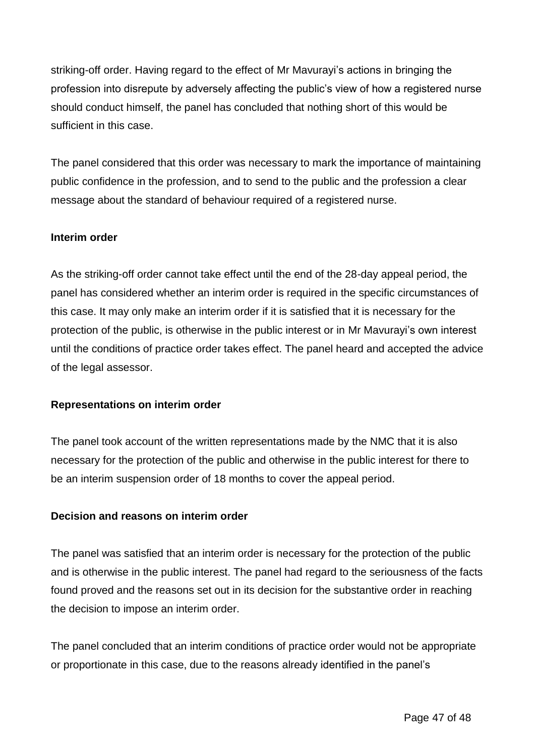striking-off order. Having regard to the effect of Mr Mavurayi's actions in bringing the profession into disrepute by adversely affecting the public's view of how a registered nurse should conduct himself, the panel has concluded that nothing short of this would be sufficient in this case.

The panel considered that this order was necessary to mark the importance of maintaining public confidence in the profession, and to send to the public and the profession a clear message about the standard of behaviour required of a registered nurse.

**Interim order**

As the striking-off order cannot take effect until the end of the 28-day appeal period, the panel has considered whether an interim order is required in the specific circumstances of this case. It may only make an interim order if it is satisfied that it is necessary for the protection of the public, is otherwise in the public interest or in Mr Mavurayi's own interest until the conditions of practice order takes effect. The panel heard and accepted the advice of the legal assessor.

**Representations on interim order**

The panel took account of the written representations made by the NMC that it is also necessary for the protection of the public and otherwise in the public interest for there to be an interim suspension order of 18 months to cover the appeal period.

**Decision and reasons on interim order**

The panel was satisfied that an interim order is necessary for the protection of the public and is otherwise in the public interest. The panel had regard to the seriousness of the facts found proved and the reasons set out in its decision for the substantive order in reaching the decision to impose an interim order.

The panel concluded that an interim conditions of practice order would not be appropriate or proportionate in this case, due to the reasons already identified in the panel's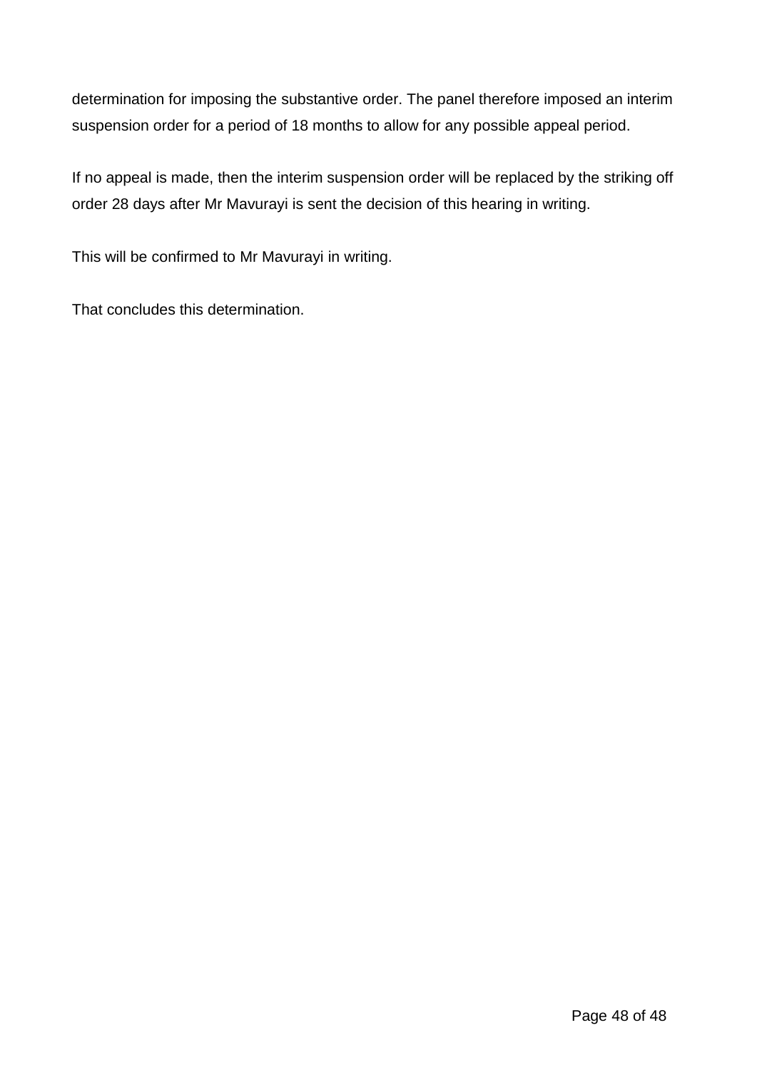determination for imposing the substantive order. The panel therefore imposed an interim suspension order for a period of 18 months to allow for any possible appeal period.

If no appeal is made, then the interim suspension order will be replaced by the striking off order 28 days after Mr Mavurayi is sent the decision of this hearing in writing.

This will be confirmed to Mr Mavurayi in writing.

That concludes this determination.